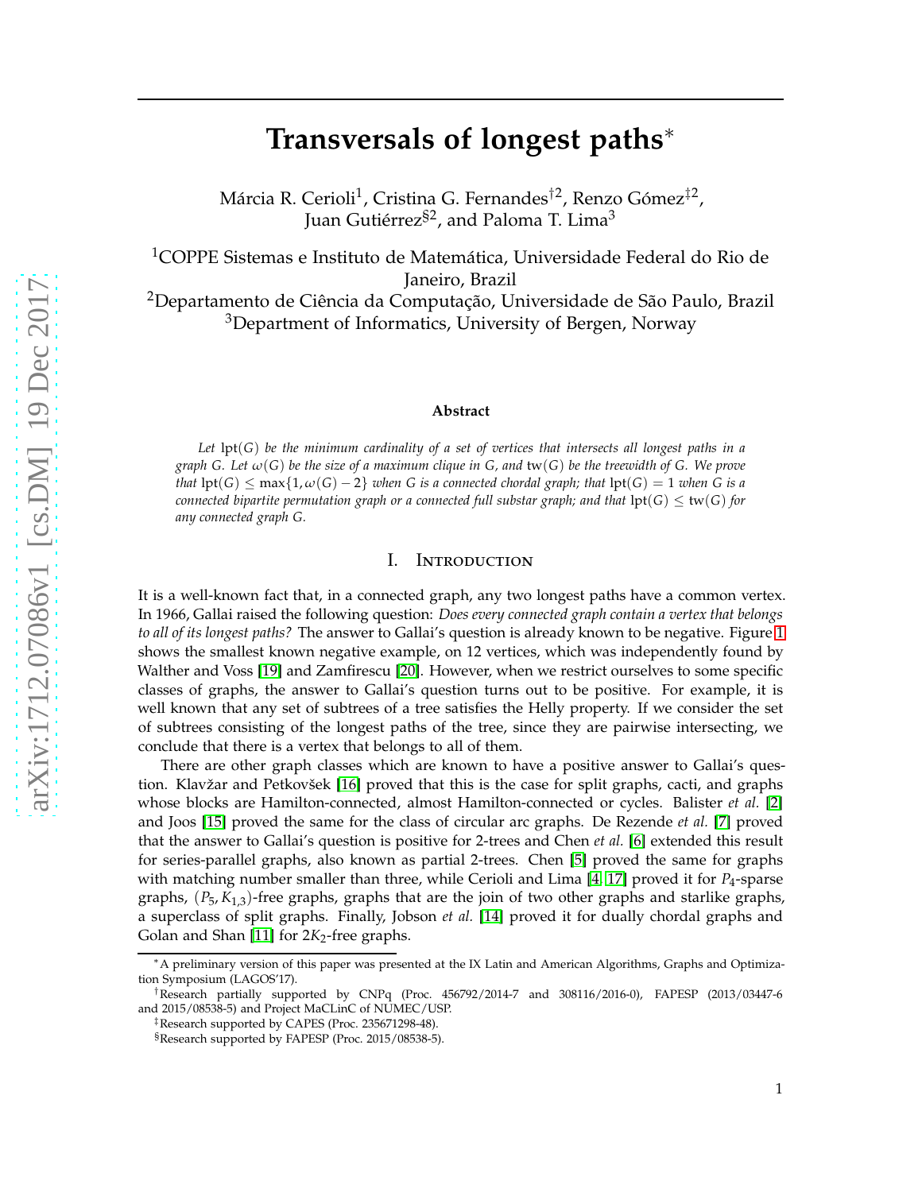# Transversals of longest paths*

Márcia R. Cerioli[1], Cristina G. Fernandes[†2], Renzo Gómez[‡2], Juan Gutiérrez[§2], and Paloma T. Lima[3]

[1]COPPE Sistemas e Instituto de Matemática, Universidade Federal do Rio de Janeiro, Brazil
[2]Departamento de Ciência da Computação, Universidade de São Paulo, Brazil
[3]Department of Informatics, University of Bergen, Norway

### Abstract

*Let* $\operatorname{lpt}(G)$ *be the minimum cardinality of a set of vertices that intersects all longest paths in a graph* $G$*. Let* $\omega(G)$ *be the size of a maximum clique in* $G$*, and* $\operatorname{tw}(G)$ *be the treewidth of* $G$*. We prove that* $\operatorname{lpt}(G) \leq \max\{1, \omega(G) - 2\}$ *when* $G$ *is a connected chordal graph; that* $\operatorname{lpt}(G) = 1$ *when* $G$ *is a connected bipartite permutation graph or a connected full substar graph; and that* $\operatorname{lpt}(G) \leq \operatorname{tw}(G)$ *for any connected graph* $G$*.*

## I. Introduction

It is a well-known fact that, in a connected graph, any two longest paths have a common vertex. In 1966, Gallai raised the following question: *Does every connected graph contain a vertex that belongs to all of its longest paths?* The answer to Gallai's question is already known to be negative. Figure 1 shows the smallest known negative example, on 12 vertices, which was independently found by Walther and Voss [19] and Zamfirescu [20]. However, when we restrict ourselves to some specific classes of graphs, the answer to Gallai's question turns out to be positive. For example, it is well known that any set of subtrees of a tree satisfies the Helly property. If we consider the set of subtrees consisting of the longest paths of the tree, since they are pairwise intersecting, we conclude that there is a vertex that belongs to all of them.

There are other graph classes which are known to have a positive answer to Gallai's question. Klavžar and Petkovšek [16] proved that this is the case for split graphs, cacti, and graphs whose blocks are Hamilton-connected, almost Hamilton-connected or cycles. Balister *et al.* [2] and Joos [15] proved the same for the class of circular arc graphs. De Rezende *et al.* [7] proved that the answer to Gallai's question is positive for 2-trees and Chen *et al.* [6] extended this result for series-parallel graphs, also known as partial 2-trees. Chen [5] proved the same for graphs with matching number smaller than three, while Cerioli and Lima [4, 17] proved it for $P_4$-sparse graphs, $(P_5, K_{1,3})$-free graphs, graphs that are the join of two other graphs and starlike graphs, a superclass of split graphs. Finally, Jobson *et al.* [14] proved it for dually chordal graphs and Golan and Shan [11] for $2K_2$-free graphs.

---

*A preliminary version of this paper was presented at the IX Latin and American Algorithms, Graphs and Optimization Symposium (LAGOS'17).

†Research partially supported by CNPq (Proc. 456792/2014-7 and 308116/2016-0), FAPESP (2013/03447-6 and 2015/08538-5) and Project MaCLinC of NUMEC/USP.

‡Research supported by CAPES (Proc. 235671298-48).

§Research supported by FAPESP (Proc. 2015/08538-5).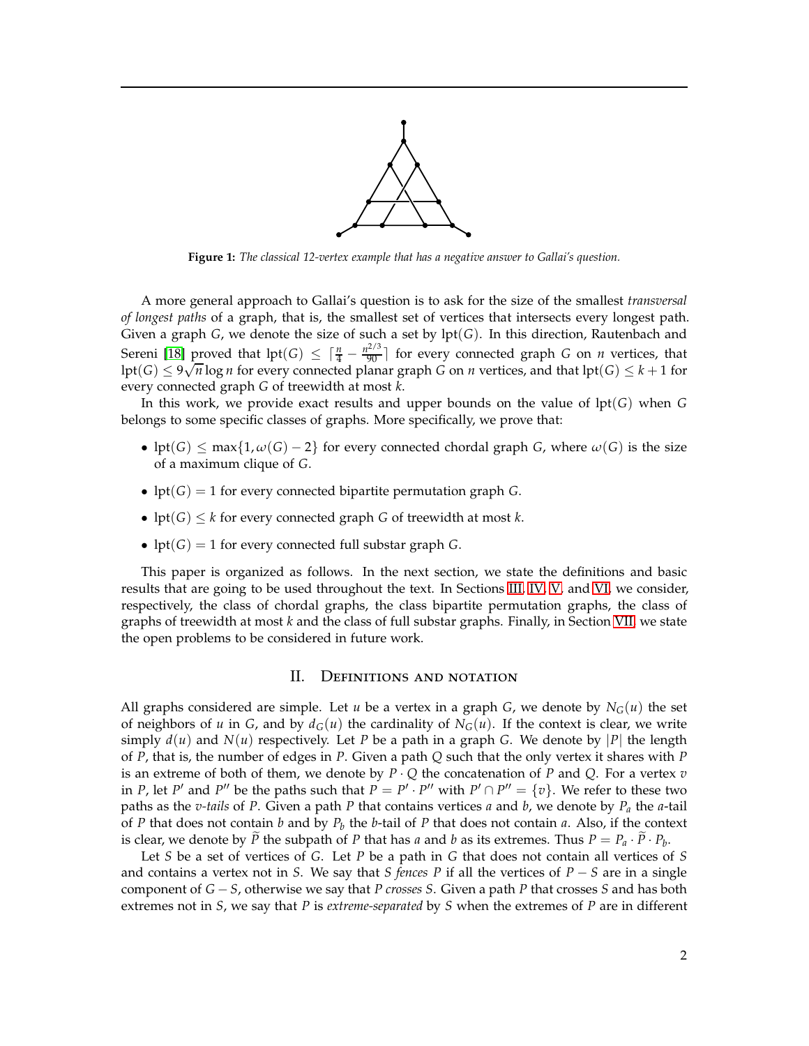**Figure 1:** *The classical 12-vertex example that has a negative answer to Gallai's question.*

A more general approach to Gallai's question is to ask for the size of the smallest *transversal of longest paths* of a graph, that is, the smallest set of vertices that intersects every longest path. Given a graph $G$, we denote the size of such a set by $\text{lpt}(G)$. In this direction, Rautenbach and Sereni [18] proved that $\text{lpt}(G) \leq \lceil \frac{n}{4} - \frac{n^{2/3}}{90} \rceil$ for every connected graph $G$ on $n$ vertices, that $\text{lpt}(G) \leq 9\sqrt{n}\log n$ for every connected planar graph $G$ on $n$ vertices, and that $\text{lpt}(G) \leq k+1$ for every connected graph $G$ of treewidth at most $k$.

In this work, we provide exact results and upper bounds on the value of $\text{lpt}(G)$ when $G$ belongs to some specific classes of graphs. More specifically, we prove that:

- $\text{lpt}(G) \leq \max\{1, \omega(G) - 2\}$ for every connected chordal graph $G$, where $\omega(G)$ is the size of a maximum clique of $G$.
- $\text{lpt}(G) = 1$ for every connected bipartite permutation graph $G$.
- $\text{lpt}(G) \leq k$ for every connected graph $G$ of treewidth at most $k$.
- $\text{lpt}(G) = 1$ for every connected full substar graph $G$.

This paper is organized as follows. In the next section, we state the definitions and basic results that are going to be used throughout the text. In Sections III, IV, V, and VI, we consider, respectively, the class of chordal graphs, the class bipartite permutation graphs, the class of graphs of treewidth at most $k$ and the class of full substar graphs. Finally, in Section VII, we state the open problems to be considered in future work.

## II. Definitions and notation

All graphs considered are simple. Let $u$ be a vertex in a graph $G$, we denote by $N_G(u)$ the set of neighbors of $u$ in $G$, and by $d_G(u)$ the cardinality of $N_G(u)$. If the context is clear, we write simply $d(u)$ and $N(u)$ respectively. Let $P$ be a path in a graph $G$. We denote by $|P|$ the length of $P$, that is, the number of edges in $P$. Given a path $Q$ such that the only vertex it shares with $P$ is an extreme of both of them, we denote by $P \cdot Q$ the concatenation of $P$ and $Q$. For a vertex $v$ in $P$, let $P'$ and $P''$ be the paths such that $P = P' \cdot P''$ with $P' \cap P'' = \{v\}$. We refer to these two paths as the *$v$-tails* of $P$. Given a path $P$ that contains vertices $a$ and $b$, we denote by $P_a$ the $a$-tail of $P$ that does not contain $b$ and by $P_b$ the $b$-tail of $P$ that does not contain $a$. Also, if the context is clear, we denote by $\widetilde{P}$ the subpath of $P$ that has $a$ and $b$ as its extremes. Thus $P = P_a \cdot \widetilde{P} \cdot P_b$.

Let $S$ be a set of vertices of $G$. Let $P$ be a path in $G$ that does not contain all vertices of $S$ and contains a vertex not in $S$. We say that $S$ *fences* $P$ if all the vertices of $P - S$ are in a single component of $G - S$, otherwise we say that $P$ *crosses* $S$. Given a path $P$ that crosses $S$ and has both extremes not in $S$, we say that $P$ is *extreme-separated* by $S$ when the extremes of $P$ are in different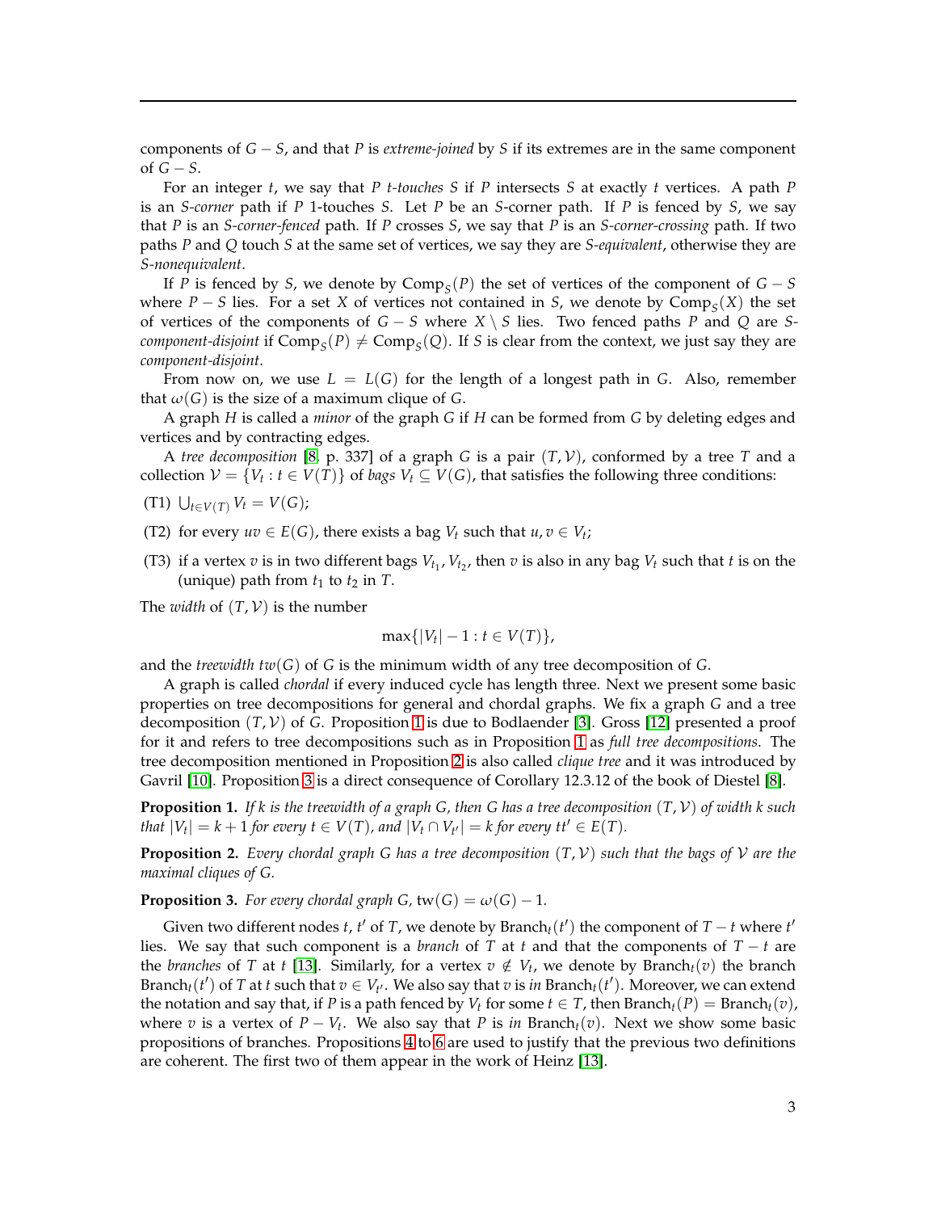components of $G - S$, and that $P$ is *extreme-joined* by $S$ if its extremes are in the same component of $G - S$.

For an integer $t$, we say that $P$ *$t$-touches* $S$ if $P$ intersects $S$ at exactly $t$ vertices. A path $P$ is an *$S$-corner* path if $P$ 1-touches $S$. Let $P$ be an $S$-corner path. If $P$ is fenced by $S$, we say that $P$ is an *$S$-corner-fenced* path. If $P$ crosses $S$, we say that $P$ is an *$S$-corner-crossing* path. If two paths $P$ and $Q$ touch $S$ at the same set of vertices, we say they are *$S$-equivalent*, otherwise they are *$S$-nonequivalent*.

If $P$ is fenced by $S$, we denote by $\text{Comp}_S(P)$ the set of vertices of the component of $G - S$ where $P - S$ lies. For a set $X$ of vertices not contained in $S$, we denote by $\text{Comp}_S(X)$ the set of vertices of the components of $G - S$ where $X \setminus S$ lies. Two fenced paths $P$ and $Q$ are *$S$-component-disjoint* if $\text{Comp}_S(P) \neq \text{Comp}_S(Q)$. If $S$ is clear from the context, we just say they are *component-disjoint*.

From now on, we use $L = L(G)$ for the length of a longest path in $G$. Also, remember that $\omega(G)$ is the size of a maximum clique of $G$.

A graph $H$ is called a *minor* of the graph $G$ if $H$ can be formed from $G$ by deleting edges and vertices and by contracting edges.

A *tree decomposition* [8, p. 337] of a graph $G$ is a pair $(T, \mathcal{V})$, conformed by a tree $T$ and a collection $\mathcal{V} = \{V_t : t \in V(T)\}$ of *bags* $V_t \subseteq V(G)$, that satisfies the following three conditions:

(T1) $\bigcup_{t \in V(T)} V_t = V(G)$;

(T2) for every $uv \in E(G)$, there exists a bag $V_t$ such that $u, v \in V_t$;

(T3) if a vertex $v$ is in two different bags $V_{t_1}, V_{t_2}$, then $v$ is also in any bag $V_t$ such that $t$ is on the (unique) path from $t_1$ to $t_2$ in $T$.

The *width* of $(T, \mathcal{V})$ is the number

$$\max\{|V_t| - 1 : t \in V(T)\},$$

and the *treewidth* $tw(G)$ of $G$ is the minimum width of any tree decomposition of $G$.

A graph is called *chordal* if every induced cycle has length three. Next we present some basic properties on tree decompositions for general and chordal graphs. We fix a graph $G$ and a tree decomposition $(T, \mathcal{V})$ of $G$. Proposition 1 is due to Bodlaender [3]. Gross [12] presented a proof for it and refers to tree decompositions such as in Proposition 1 as *full tree decompositions*. The tree decomposition mentioned in Proposition 2 is also called *clique tree* and it was introduced by Gavril [10]. Proposition 3 is a direct consequence of Corollary 12.3.12 of the book of Diestel [8].

**Proposition 1.** *If $k$ is the treewidth of a graph $G$, then $G$ has a tree decomposition $(T, \mathcal{V})$ of width $k$ such that $|V_t| = k + 1$ for every $t \in V(T)$, and $|V_t \cap V_{t'}| = k$ for every $tt' \in E(T)$.*

**Proposition 2.** *Every chordal graph $G$ has a tree decomposition $(T, \mathcal{V})$ such that the bags of $\mathcal{V}$ are the maximal cliques of $G$.*

**Proposition 3.** *For every chordal graph $G$, $\text{tw}(G) = \omega(G) - 1$.*

Given two different nodes $t$, $t'$ of $T$, we denote by $\text{Branch}_t(t')$ the component of $T - t$ where $t'$ lies. We say that such component is a *branch* of $T$ at $t$ and that the components of $T - t$ are the *branches* of $T$ at $t$ [13]. Similarly, for a vertex $v \notin V_t$, we denote by $\text{Branch}_t(v)$ the branch $\text{Branch}_t(t')$ of $T$ at $t$ such that $v \in V_{t'}$. We also say that $v$ is *in* $\text{Branch}_t(t')$. Moreover, we can extend the notation and say that, if $P$ is a path fenced by $V_t$ for some $t \in T$, then $\text{Branch}_t(P) = \text{Branch}_t(v)$, where $v$ is a vertex of $P - V_t$. We also say that $P$ is *in* $\text{Branch}_t(v)$. Next we show some basic propositions of branches. Propositions 4 to 6 are used to justify that the previous two definitions are coherent. The first two of them appear in the work of Heinz [13].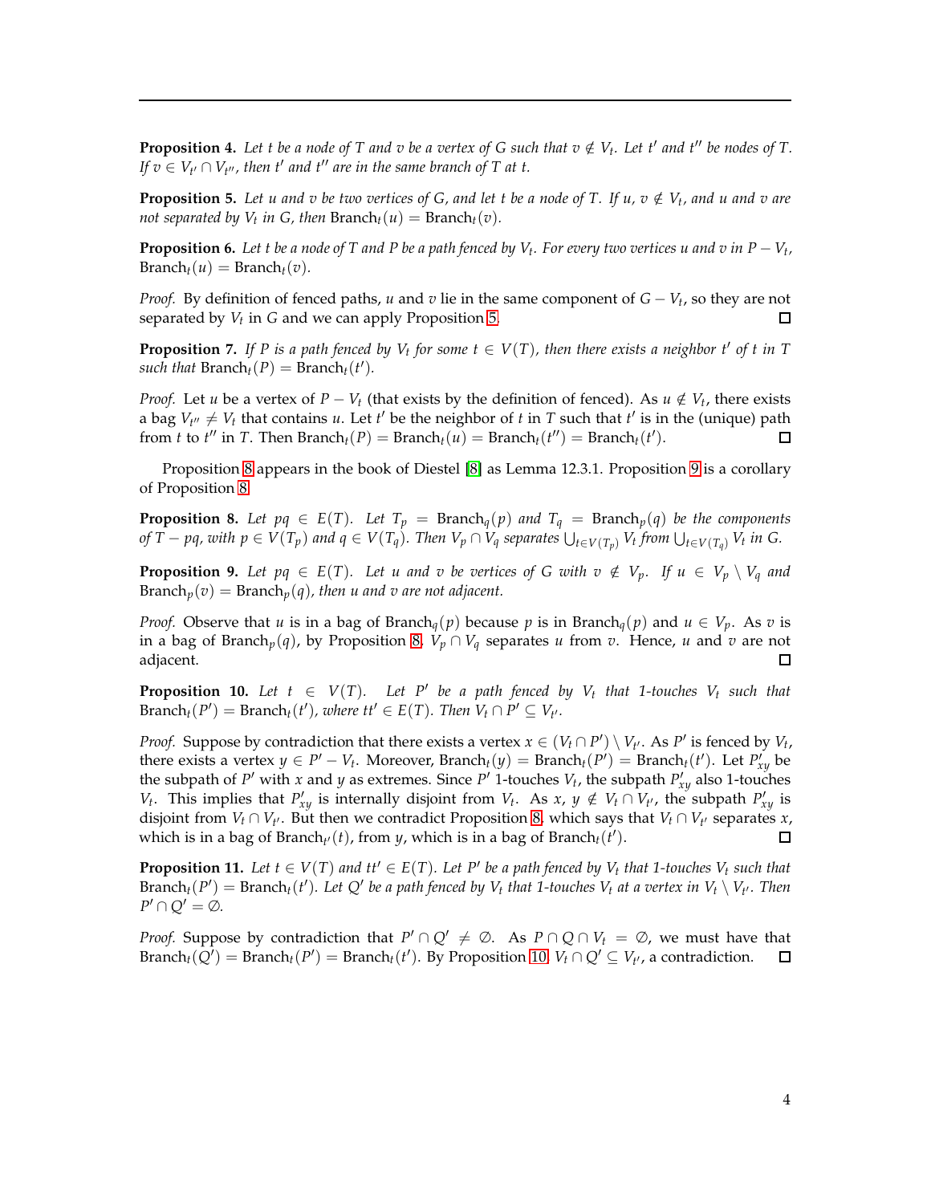**Proposition 4.** *Let $t$ be a node of $T$ and $v$ be a vertex of $G$ such that $v \notin V_t$. Let $t'$ and $t''$ be nodes of $T$. If $v \in V_{t'} \cap V_{t''}$, then $t'$ and $t''$ are in the same branch of $T$ at $t$.*

**Proposition 5.** *Let $u$ and $v$ be two vertices of $G$, and let $t$ be a node of $T$. If $u, v \notin V_t$, and $u$ and $v$ are not separated by $V_t$ in $G$, then $\text{Branch}_t(u) = \text{Branch}_t(v)$.*

**Proposition 6.** *Let $t$ be a node of $T$ and $P$ be a path fenced by $V_t$. For every two vertices $u$ and $v$ in $P - V_t$, $\text{Branch}_t(u) = \text{Branch}_t(v)$.*

*Proof.* By definition of fenced paths, $u$ and $v$ lie in the same component of $G - V_t$, so they are not separated by $V_t$ in $G$ and we can apply Proposition 5. □

**Proposition 7.** *If $P$ is a path fenced by $V_t$ for some $t \in V(T)$, then there exists a neighbor $t'$ of $t$ in $T$ such that $\text{Branch}_t(P) = \text{Branch}_t(t')$.*

*Proof.* Let $u$ be a vertex of $P - V_t$ (that exists by the definition of fenced). As $u \notin V_t$, there exists a bag $V_{t''} \neq V_t$ that contains $u$. Let $t'$ be the neighbor of $t$ in $T$ such that $t'$ is in the (unique) path from $t$ to $t''$ in $T$. Then $\text{Branch}_t(P) = \text{Branch}_t(u) = \text{Branch}_t(t'') = \text{Branch}_t(t')$. □

Proposition 8 appears in the book of Diestel [8] as Lemma 12.3.1. Proposition 9 is a corollary of Proposition 8.

**Proposition 8.** *Let $pq \in E(T)$. Let $T_p = \text{Branch}_q(p)$ and $T_q = \text{Branch}_p(q)$ be the components of $T - pq$, with $p \in V(T_p)$ and $q \in V(T_q)$. Then $V_p \cap V_q$ separates $\bigcup_{t \in V(T_p)} V_t$ from $\bigcup_{t \in V(T_q)} V_t$ in $G$.*

**Proposition 9.** *Let $pq \in E(T)$. Let $u$ and $v$ be vertices of $G$ with $v \notin V_p$. If $u \in V_p \setminus V_q$ and $\text{Branch}_p(v) = \text{Branch}_p(q)$, then $u$ and $v$ are not adjacent.*

*Proof.* Observe that $u$ is in a bag of $\text{Branch}_q(p)$ because $p$ is in $\text{Branch}_q(p)$ and $u \in V_p$. As $v$ is in a bag of $\text{Branch}_p(q)$, by Proposition 8, $V_p \cap V_q$ separates $u$ from $v$. Hence, $u$ and $v$ are not adjacent. □

**Proposition 10.** *Let $t \in V(T)$. Let $P'$ be a path fenced by $V_t$ that 1-touches $V_t$ such that $\text{Branch}_t(P') = \text{Branch}_t(t')$, where $tt' \in E(T)$. Then $V_t \cap P' \subseteq V_{t'}$.*

*Proof.* Suppose by contradiction that there exists a vertex $x \in (V_t \cap P') \setminus V_{t'}$. As $P'$ is fenced by $V_t$, there exists a vertex $y \in P' - V_t$. Moreover, $\text{Branch}_t(y) = \text{Branch}_t(P') = \text{Branch}_t(t')$. Let $P'_{xy}$ be the subpath of $P'$ with $x$ and $y$ as extremes. Since $P'$ 1-touches $V_t$, the subpath $P'_{xy}$ also 1-touches $V_t$. This implies that $P'_{xy}$ is internally disjoint from $V_t$. As $x$, $y \notin V_t \cap V_{t'}$, the subpath $P'_{xy}$ is disjoint from $V_t \cap V_{t'}$. But then we contradict Proposition 8, which says that $V_t \cap V_{t'}$ separates $x$, which is in a bag of $\text{Branch}_{t'}(t)$, from $y$, which is in a bag of $\text{Branch}_t(t')$. □

**Proposition 11.** *Let $t \in V(T)$ and $tt' \in E(T)$. Let $P'$ be a path fenced by $V_t$ that 1-touches $V_t$ such that $\text{Branch}_t(P') = \text{Branch}_t(t')$. Let $Q'$ be a path fenced by $V_t$ that 1-touches $V_t$ at a vertex in $V_t \setminus V_{t'}$. Then $P' \cap Q' = \emptyset$.*

*Proof.* Suppose by contradiction that $P' \cap Q' \neq \emptyset$. As $P \cap Q \cap V_t = \emptyset$, we must have that $\text{Branch}_t(Q') = \text{Branch}_t(P') = \text{Branch}_t(t')$. By Proposition 10, $V_t \cap Q' \subseteq V_{t'}$, a contradiction. □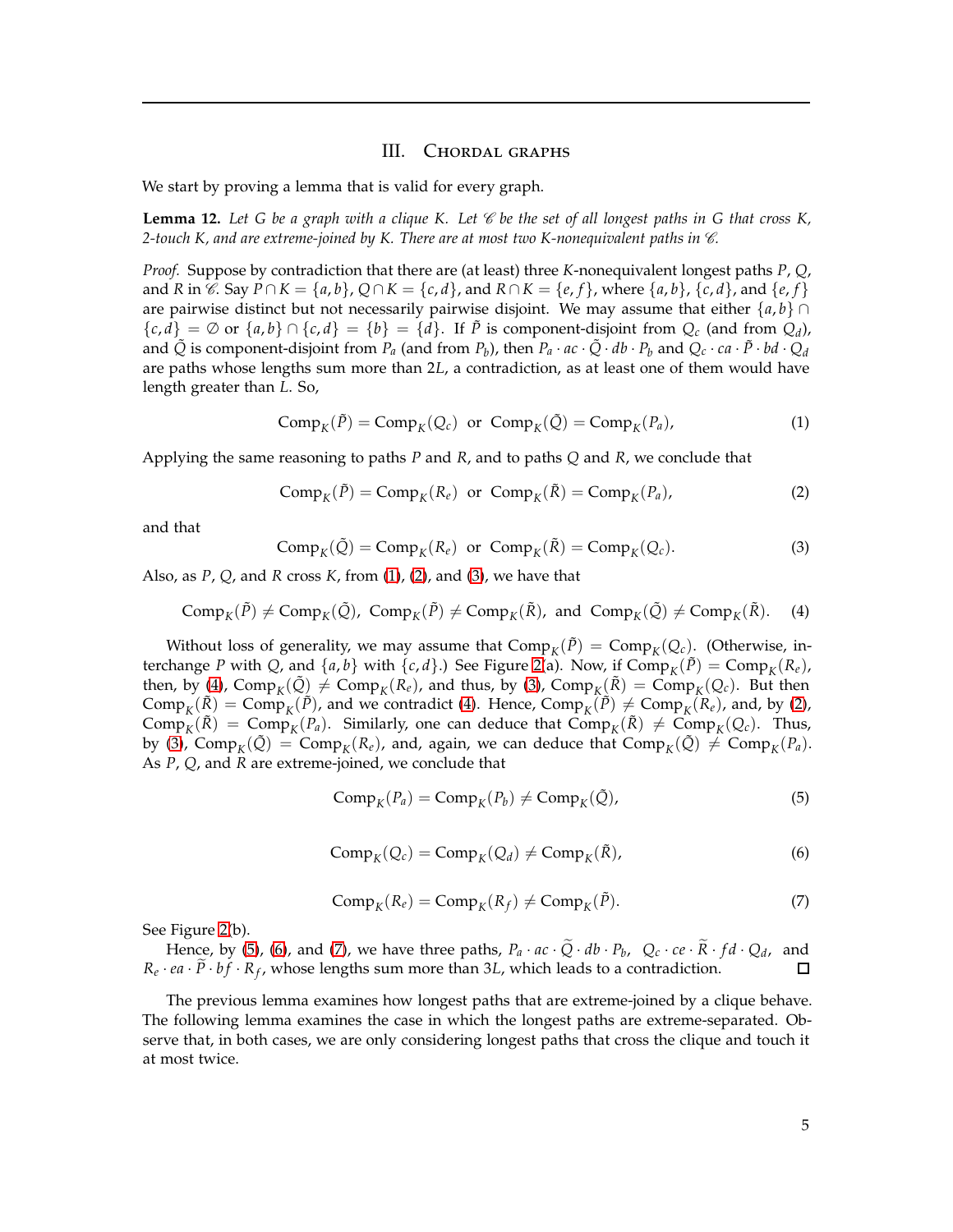## III. Chordal graphs

We start by proving a lemma that is valid for every graph.

**Lemma 12.** *Let $G$ be a graph with a clique $K$. Let $\mathscr{C}$ be the set of all longest paths in $G$ that cross $K$, 2-touch $K$, and are extreme-joined by $K$. There are at most two $K$-nonequivalent paths in $\mathscr{C}$.*

*Proof.* Suppose by contradiction that there are (at least) three $K$-nonequivalent longest paths $P$, $Q$, and $R$ in $\mathscr{C}$. Say $P \cap K = \{a,b\}$, $Q \cap K = \{c,d\}$, and $R \cap K = \{e,f\}$, where $\{a,b\}$, $\{c,d\}$, and $\{e,f\}$ are pairwise distinct but not necessarily pairwise disjoint. We may assume that either $\{a,b\} \cap \{c,d\} = \emptyset$ or $\{a,b\} \cap \{c,d\} = \{b\} = \{d\}$. If $\tilde{P}$ is component-disjoint from $Q_c$ (and from $Q_d$), and $\tilde{Q}$ is component-disjoint from $P_a$ (and from $P_b$), then $P_a \cdot ac \cdot \tilde{Q} \cdot db \cdot P_b$ and $Q_c \cdot ca \cdot \tilde{P} \cdot bd \cdot Q_d$ are paths whose lengths sum more than $2L$, a contradiction, as at least one of them would have length greater than $L$. So,

$$\mathrm{Comp}_K(\tilde{P}) = \mathrm{Comp}_K(Q_c) \;\text{ or }\; \mathrm{Comp}_K(\tilde{Q}) = \mathrm{Comp}_K(P_a), \tag{1}$$

Applying the same reasoning to paths $P$ and $R$, and to paths $Q$ and $R$, we conclude that

$$\mathrm{Comp}_K(\tilde{P}) = \mathrm{Comp}_K(R_e) \;\text{ or }\; \mathrm{Comp}_K(\tilde{R}) = \mathrm{Comp}_K(P_a), \tag{2}$$

and that

$$\mathrm{Comp}_K(\tilde{Q}) = \mathrm{Comp}_K(R_e) \;\text{ or }\; \mathrm{Comp}_K(\tilde{R}) = \mathrm{Comp}_K(Q_c). \tag{3}$$

Also, as $P$, $Q$, and $R$ cross $K$, from (1), (2), and (3), we have that

$$\mathrm{Comp}_K(\tilde{P}) \neq \mathrm{Comp}_K(\tilde{Q}),\;\; \mathrm{Comp}_K(\tilde{P}) \neq \mathrm{Comp}_K(\tilde{R}),\;\text{ and }\; \mathrm{Comp}_K(\tilde{Q}) \neq \mathrm{Comp}_K(\tilde{R}). \tag{4}$$

Without loss of generality, we may assume that $\mathrm{Comp}_K(\tilde{P}) = \mathrm{Comp}_K(Q_c)$. (Otherwise, interchange $P$ with $Q$, and $\{a,b\}$ with $\{c,d\}$.) See Figure 2(a). Now, if $\mathrm{Comp}_K(\tilde{P}) = \mathrm{Comp}_K(R_e)$, then, by (4), $\mathrm{Comp}_K(\tilde{Q}) \neq \mathrm{Comp}_K(R_e)$, and thus, by (3), $\mathrm{Comp}_K(\tilde{R}) = \mathrm{Comp}_K(Q_c)$. But then $\mathrm{Comp}_K(\tilde{R}) = \mathrm{Comp}_K(\tilde{P})$, and we contradict (4). Hence, $\mathrm{Comp}_K(\tilde{P}) \neq \mathrm{Comp}_K(R_e)$, and, by (2), $\mathrm{Comp}_K(\tilde{R}) = \mathrm{Comp}_K(P_a)$. Similarly, one can deduce that $\mathrm{Comp}_K(\tilde{R}) \neq \mathrm{Comp}_K(Q_c)$. Thus, by (3), $\mathrm{Comp}_K(\tilde{Q}) = \mathrm{Comp}_K(R_e)$, and, again, we can deduce that $\mathrm{Comp}_K(\tilde{Q}) \neq \mathrm{Comp}_K(P_a)$. As $P$, $Q$, and $R$ are extreme-joined, we conclude that

$$\mathrm{Comp}_K(P_a) = \mathrm{Comp}_K(P_b) \neq \mathrm{Comp}_K(\tilde{Q}), \tag{5}$$

$$\mathrm{Comp}_K(Q_c) = \mathrm{Comp}_K(Q_d) \neq \mathrm{Comp}_K(\tilde{R}), \tag{6}$$

$$\mathrm{Comp}_K(R_e) = \mathrm{Comp}_K(R_f) \neq \mathrm{Comp}_K(\tilde{P}). \tag{7}$$

See Figure 2(b).

Hence, by (5), (6), and (7), we have three paths, $P_a \cdot ac \cdot \widetilde{Q} \cdot db \cdot P_b$, $Q_c \cdot ce \cdot \widetilde{R} \cdot fd \cdot Q_d$, and $R_e \cdot ea \cdot \widetilde{P} \cdot bf \cdot R_f$, whose lengths sum more than $3L$, which leads to a contradiction. □

The previous lemma examines how longest paths that are extreme-joined by a clique behave. The following lemma examines the case in which the longest paths are extreme-separated. Observe that, in both cases, we are only considering longest paths that cross the clique and touch it at most twice.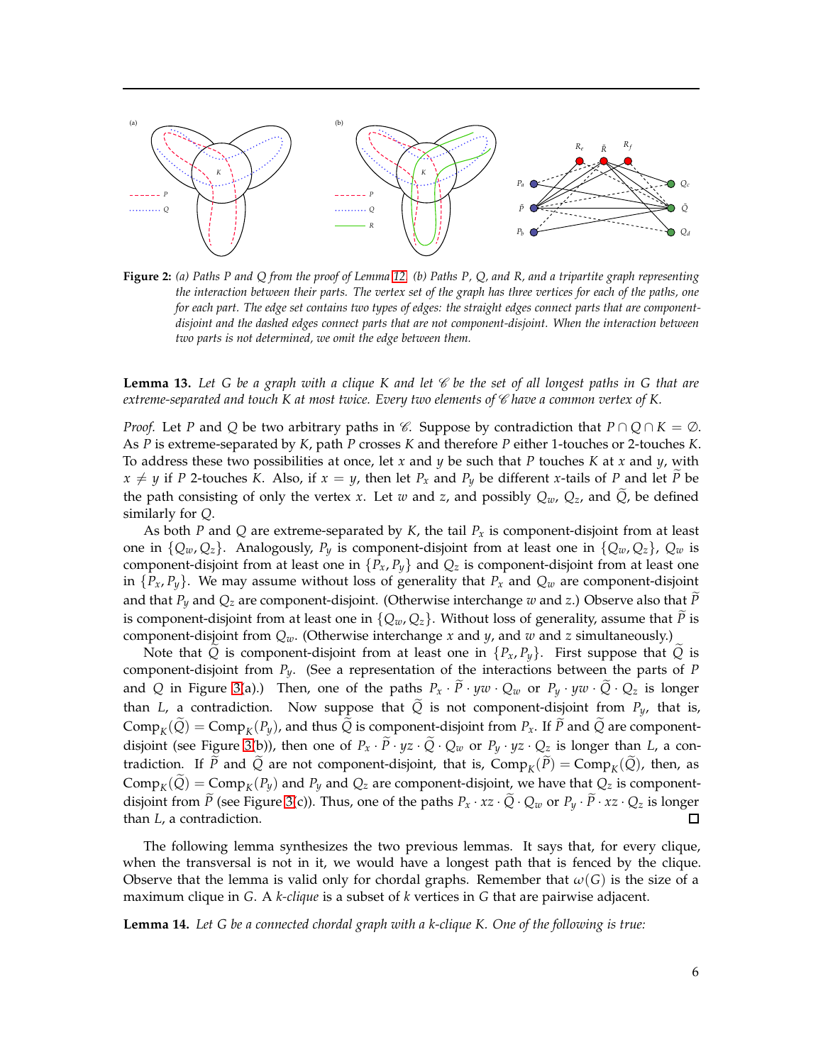**Figure 2:** *(a) Paths P and Q from the proof of Lemma 12. (b) Paths P, Q, and R, and a tripartite graph representing the interaction between their parts. The vertex set of the graph has three vertices for each of the paths, one for each part. The edge set contains two types of edges: the straight edges connect parts that are component-disjoint and the dashed edges connect parts that are not component-disjoint. When the interaction between two parts is not determined, we omit the edge between them.*

**Lemma 13.** *Let $G$ be a graph with a clique $K$ and let $\mathscr{C}$ be the set of all longest paths in $G$ that are extreme-separated and touch $K$ at most twice. Every two elements of $\mathscr{C}$ have a common vertex of $K$.*

*Proof.* Let $P$ and $Q$ be two arbitrary paths in $\mathscr{C}$. Suppose by contradiction that $P \cap Q \cap K = \emptyset$. As $P$ is extreme-separated by $K$, path $P$ crosses $K$ and therefore $P$ either 1-touches or 2-touches $K$. To address these two possibilities at once, let $x$ and $y$ be such that $P$ touches $K$ at $x$ and $y$, with $x \neq y$ if $P$ 2-touches $K$. Also, if $x = y$, then let $P_x$ and $P_y$ be different $x$-tails of $P$ and let $\widetilde{P}$ be the path consisting of only the vertex $x$. Let $w$ and $z$, and possibly $Q_w$, $Q_z$, and $\widetilde{Q}$, be defined similarly for $Q$.

As both $P$ and $Q$ are extreme-separated by $K$, the tail $P_x$ is component-disjoint from at least one in $\{Q_w, Q_z\}$. Analogously, $P_y$ is component-disjoint from at least one in $\{Q_w, Q_z\}$, $Q_w$ is component-disjoint from at least one in $\{P_x, P_y\}$ and $Q_z$ is component-disjoint from at least one in $\{P_x, P_y\}$. We may assume without loss of generality that $P_x$ and $Q_w$ are component-disjoint and that $P_y$ and $Q_z$ are component-disjoint. (Otherwise interchange $w$ and $z$.) Observe also that $\widetilde{P}$ is component-disjoint from at least one in $\{Q_w, Q_z\}$. Without loss of generality, assume that $\widetilde{P}$ is component-disjoint from $Q_w$. (Otherwise interchange $x$ and $y$, and $w$ and $z$ simultaneously.)

Note that $\widetilde{Q}$ is component-disjoint from at least one in $\{P_x, P_y\}$. First suppose that $\widetilde{Q}$ is component-disjoint from $P_y$. (See a representation of the interactions between the parts of $P$ and $Q$ in Figure 3(a).) Then, one of the paths $P_x \cdot \widetilde{P} \cdot yw \cdot Q_w$ or $P_y \cdot yw \cdot \widetilde{Q} \cdot Q_z$ is longer than $L$, a contradiction. Now suppose that $\widetilde{Q}$ is not component-disjoint from $P_y$, that is, $\mathrm{Comp}_K(\widetilde{Q}) = \mathrm{Comp}_K(P_y)$, and thus $\widetilde{Q}$ is component-disjoint from $P_x$. If $\widetilde{P}$ and $\widetilde{Q}$ are component-disjoint (see Figure 3(b)), then one of $P_x \cdot \widetilde{P} \cdot yz \cdot \widetilde{Q} \cdot Q_w$ or $P_y \cdot yz \cdot Q_z$ is longer than $L$, a contradiction. If $\widetilde{P}$ and $\widetilde{Q}$ are not component-disjoint, that is, $\mathrm{Comp}_K(\widetilde{P}) = \mathrm{Comp}_K(\widetilde{Q})$, then, as $\mathrm{Comp}_K(\widetilde{Q}) = \mathrm{Comp}_K(P_y)$ and $P_y$ and $Q_z$ are component-disjoint, we have that $Q_z$ is component-disjoint from $\widetilde{P}$ (see Figure 3(c)). Thus, one of the paths $P_x \cdot xz \cdot \widetilde{Q} \cdot Q_w$ or $P_y \cdot \widetilde{P} \cdot xz \cdot Q_z$ is longer than $L$, a contradiction. □

The following lemma synthesizes the two previous lemmas. It says that, for every clique, when the transversal is not in it, we would have a longest path that is fenced by the clique. Observe that the lemma is valid only for chordal graphs. Remember that $\omega(G)$ is the size of a maximum clique in $G$. A *k-clique* is a subset of $k$ vertices in $G$ that are pairwise adjacent.

**Lemma 14.** *Let $G$ be a connected chordal graph with a $k$-clique $K$. One of the following is true:*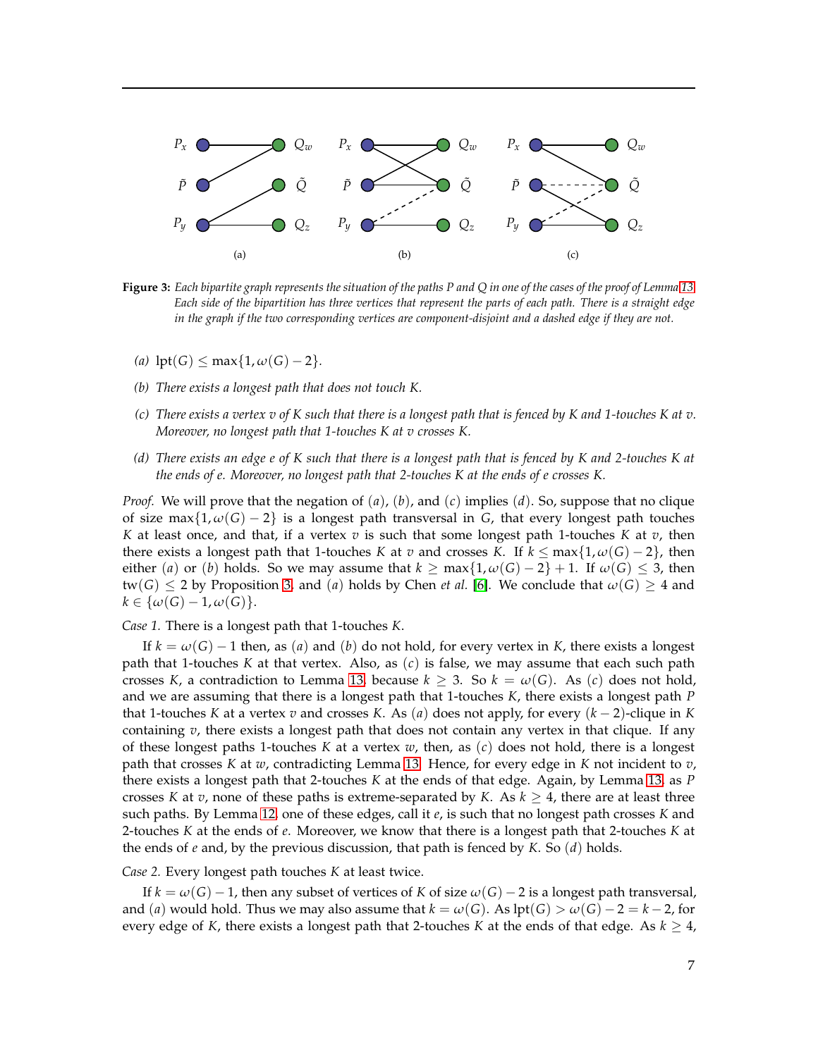**Figure 3:** *Each bipartite graph represents the situation of the paths P and Q in one of the cases of the proof of Lemma 13. Each side of the bipartition has three vertices that represent the parts of each path. There is a straight edge in the graph if the two corresponding vertices are component-disjoint and a dashed edge if they are not.*

*(a)* $\text{lpt}(G) \leq \max\{1, \omega(G) - 2\}$.

*(b)* *There exists a longest path that does not touch K.*

*(c)* *There exists a vertex v of K such that there is a longest path that is fenced by K and 1-touches K at v. Moreover, no longest path that 1-touches K at v crosses K.*

*(d)* *There exists an edge e of K such that there is a longest path that is fenced by K and 2-touches K at the ends of e. Moreover, no longest path that 2-touches K at the ends of e crosses K.*

*Proof.* We will prove that the negation of $(a)$, $(b)$, and $(c)$ implies $(d)$. So, suppose that no clique of size $\max\{1, \omega(G) - 2\}$ is a longest path transversal in $G$, that every longest path touches $K$ at least once, and that, if a vertex $v$ is such that some longest path 1-touches $K$ at $v$, then there exists a longest path that 1-touches $K$ at $v$ and crosses $K$. If $k \leq \max\{1, \omega(G) - 2\}$, then either $(a)$ or $(b)$ holds. So we may assume that $k \geq \max\{1, \omega(G) - 2\} + 1$. If $\omega(G) \leq 3$, then $\text{tw}(G) \leq 2$ by Proposition 3, and $(a)$ holds by Chen *et al.* [6]. We conclude that $\omega(G) \geq 4$ and $k \in \{\omega(G) - 1, \omega(G)\}$.

*Case 1.* There is a longest path that 1-touches $K$.

If $k = \omega(G) - 1$ then, as $(a)$ and $(b)$ do not hold, for every vertex in $K$, there exists a longest path that 1-touches $K$ at that vertex. Also, as $(c)$ is false, we may assume that each such path crosses $K$, a contradiction to Lemma 13, because $k \geq 3$. So $k = \omega(G)$. As $(c)$ does not hold, and we are assuming that there is a longest path that 1-touches $K$, there exists a longest path $P$ that 1-touches $K$ at a vertex $v$ and crosses $K$. As $(a)$ does not apply, for every $(k-2)$-clique in $K$ containing $v$, there exists a longest path that does not contain any vertex in that clique. If any of these longest paths 1-touches $K$ at a vertex $w$, then, as $(c)$ does not hold, there is a longest path that crosses $K$ at $w$, contradicting Lemma 13. Hence, for every edge in $K$ not incident to $v$, there exists a longest path that 2-touches $K$ at the ends of that edge. Again, by Lemma 13, as $P$ crosses $K$ at $v$, none of these paths is extreme-separated by $K$. As $k \geq 4$, there are at least three such paths. By Lemma 12, one of these edges, call it $e$, is such that no longest path crosses $K$ and 2-touches $K$ at the ends of $e$. Moreover, we know that there is a longest path that 2-touches $K$ at the ends of $e$ and, by the previous discussion, that path is fenced by $K$. So $(d)$ holds.

*Case 2.* Every longest path touches $K$ at least twice.

If $k = \omega(G) - 1$, then any subset of vertices of $K$ of size $\omega(G) - 2$ is a longest path transversal, and $(a)$ would hold. Thus we may also assume that $k = \omega(G)$. As $\text{lpt}(G) > \omega(G) - 2 = k - 2$, for every edge of $K$, there exists a longest path that 2-touches $K$ at the ends of that edge. As $k \geq 4$,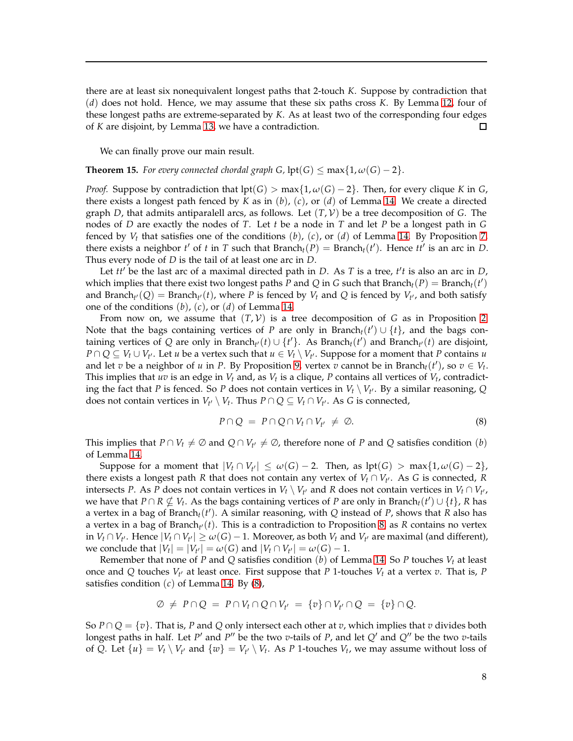there are at least six nonequivalent longest paths that 2-touch $K$. Suppose by contradiction that $(d)$ does not hold. Hence, we may assume that these six paths cross $K$. By Lemma 12, four of these longest paths are extreme-separated by $K$. As at least two of the corresponding four edges of $K$ are disjoint, by Lemma 13, we have a contradiction. $\square$

We can finally prove our main result.

**Theorem 15.** *For every connected chordal graph $G$, $\text{lpt}(G) \leq \max\{1, \omega(G) - 2\}$.*

*Proof.* Suppose by contradiction that $\text{lpt}(G) > \max\{1, \omega(G) - 2\}$. Then, for every clique $K$ in $G$, there exists a longest path fenced by $K$ as in $(b)$, $(c)$, or $(d)$ of Lemma 14. We create a directed graph $D$, that admits antiparalell arcs, as follows. Let $(T, \mathcal{V})$ be a tree decomposition of $G$. The nodes of $D$ are exactly the nodes of $T$. Let $t$ be a node in $T$ and let $P$ be a longest path in $G$ fenced by $V_t$ that satisfies one of the conditions $(b)$, $(c)$, or $(d)$ of Lemma 14. By Proposition 7, there exists a neighbor $t'$ of $t$ in $T$ such that $\text{Branch}_t(P) = \text{Branch}_t(t')$. Hence $tt'$ is an arc in $D$. Thus every node of $D$ is the tail of at least one arc in $D$.

Let $tt'$ be the last arc of a maximal directed path in $D$. As $T$ is a tree, $t't$ is also an arc in $D$, which implies that there exist two longest paths $P$ and $Q$ in $G$ such that $\text{Branch}_t(P) = \text{Branch}_t(t')$ and $\text{Branch}_{t'}(Q) = \text{Branch}_{t'}(t)$, where $P$ is fenced by $V_t$ and $Q$ is fenced by $V_{t'}$, and both satisfy one of the conditions $(b)$, $(c)$, or $(d)$ of Lemma 14.

From now on, we assume that $(T, \mathcal{V})$ is a tree decomposition of $G$ as in Proposition 2. Note that the bags containing vertices of $P$ are only in $\text{Branch}_t(t') \cup \{t\}$, and the bags containing vertices of $Q$ are only in $\text{Branch}_{t'}(t) \cup \{t'\}$. As $\text{Branch}_t(t')$ and $\text{Branch}_{t'}(t)$ are disjoint, $P \cap Q \subseteq V_t \cup V_{t'}$. Let $u$ be a vertex such that $u \in V_t \setminus V_{t'}$. Suppose for a moment that $P$ contains $u$ and let $v$ be a neighbor of $u$ in $P$. By Proposition 9, vertex $v$ cannot be in $\text{Branch}_t(t')$, so $v \in V_t$. This implies that $uv$ is an edge in $V_t$ and, as $V_t$ is a clique, $P$ contains all vertices of $V_t$, contradicting the fact that $P$ is fenced. So $P$ does not contain vertices in $V_t \setminus V_{t'}$. By a similar reasoning, $Q$ does not contain vertices in $V_{t'} \setminus V_t$. Thus $P \cap Q \subseteq V_t \cap V_{t'}$. As $G$ is connected,

$$P \cap Q \;=\; P \cap Q \cap V_t \cap V_{t'} \;\neq\; \emptyset. \tag{8}$$

This implies that $P \cap V_t \neq \emptyset$ and $Q \cap V_{t'} \neq \emptyset$, therefore none of $P$ and $Q$ satisfies condition $(b)$ of Lemma 14.

Suppose for a moment that $|V_t \cap V_{t'}| \leq \omega(G) - 2$. Then, as $\text{lpt}(G) > \max\{1, \omega(G) - 2\}$, there exists a longest path $R$ that does not contain any vertex of $V_t \cap V_{t'}$. As $G$ is connected, $R$ intersects $P$. As $P$ does not contain vertices in $V_t \setminus V_{t'}$ and $R$ does not contain vertices in $V_t \cap V_{t'}$, we have that $P \cap R \nsubseteq V_t$. As the bags containing vertices of $P$ are only in $\text{Branch}_t(t') \cup \{t\}$, $R$ has a vertex in a bag of $\text{Branch}_t(t')$. A similar reasoning, with $Q$ instead of $P$, shows that $R$ also has a vertex in a bag of $\text{Branch}_{t'}(t)$. This is a contradiction to Proposition 8, as $R$ contains no vertex in $V_t \cap V_{t'}$. Hence $|V_t \cap V_{t'}| \geq \omega(G) - 1$. Moreover, as both $V_t$ and $V_{t'}$ are maximal (and different), we conclude that $|V_t| = |V_{t'}| = \omega(G)$ and $|V_t \cap V_{t'}| = \omega(G) - 1$.

Remember that none of $P$ and $Q$ satisfies condition $(b)$ of Lemma 14. So $P$ touches $V_t$ at least once and $Q$ touches $V_{t'}$ at least once. First suppose that $P$ 1-touches $V_t$ at a vertex $v$. That is, $P$ satisfies condition $(c)$ of Lemma 14. By (8),

$$\emptyset \;\neq\; P \cap Q \;=\; P \cap V_t \cap Q \cap V_{t'} \;=\; \{v\} \cap V_{t'} \cap Q \;=\; \{v\} \cap Q.$$

So $P \cap Q = \{v\}$. That is, $P$ and $Q$ only intersect each other at $v$, which implies that $v$ divides both longest paths in half. Let $P'$ and $P''$ be the two $v$-tails of $P$, and let $Q'$ and $Q''$ be the two $v$-tails of $Q$. Let $\{u\} = V_t \setminus V_{t'}$ and $\{w\} = V_{t'} \setminus V_t$. As $P$ 1-touches $V_t$, we may assume without loss of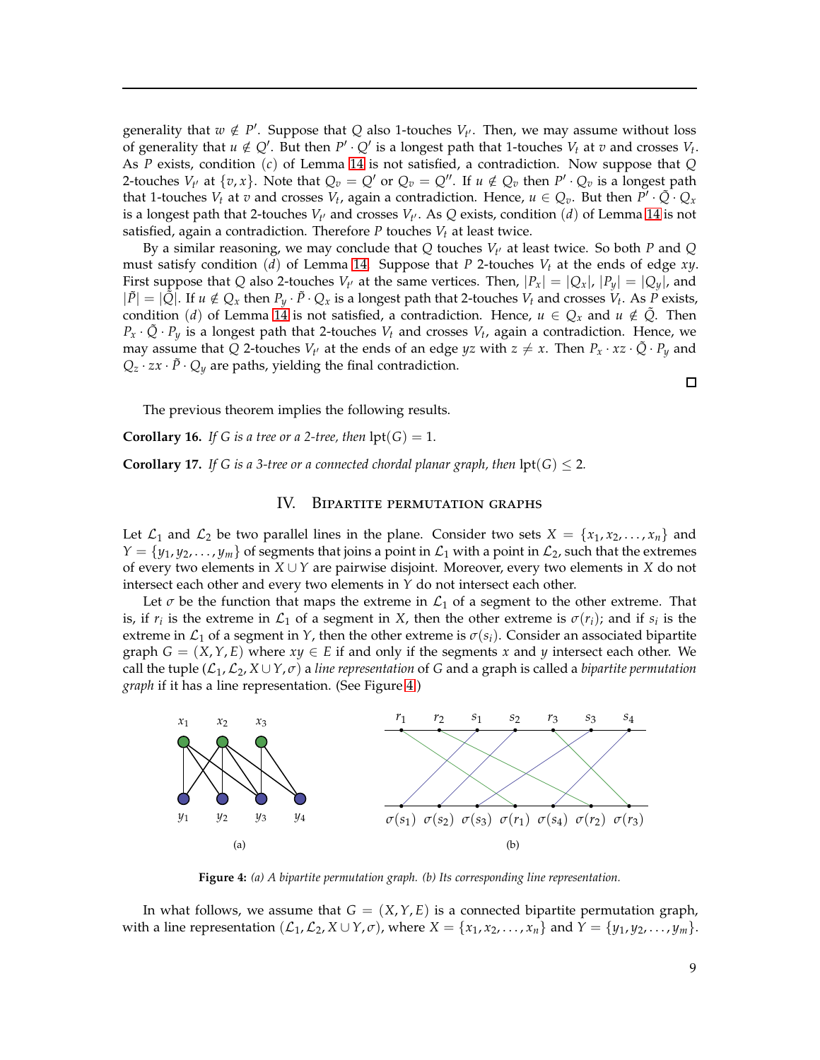generality that $w \notin P'$. Suppose that $Q$ also 1-touches $V_{t'}$. Then, we may assume without loss of generality that $u \notin Q'$. But then $P' \cdot Q'$ is a longest path that 1-touches $V_t$ at $v$ and crosses $V_t$. As $P$ exists, condition $(c)$ of Lemma 14 is not satisfied, a contradiction. Now suppose that $Q$ 2-touches $V_{t'}$ at $\{v, x\}$. Note that $Q_v = Q'$ or $Q_v = Q''$. If $u \notin Q_v$ then $P' \cdot Q_v$ is a longest path that 1-touches $V_t$ at $v$ and crosses $V_t$, again a contradiction. Hence, $u \in Q_v$. But then $P' \cdot \tilde{Q} \cdot Q_x$ is a longest path that 2-touches $V_{t'}$ and crosses $V_{t'}$. As $Q$ exists, condition $(d)$ of Lemma 14 is not satisfied, again a contradiction. Therefore $P$ touches $V_t$ at least twice.

By a similar reasoning, we may conclude that $Q$ touches $V_{t'}$ at least twice. So both $P$ and $Q$ must satisfy condition $(d)$ of Lemma 14. Suppose that $P$ 2-touches $V_t$ at the ends of edge $xy$. First suppose that $Q$ also 2-touches $V_{t'}$ at the same vertices. Then, $|P_x| = |Q_x|$, $|P_y| = |Q_y|$, and $|\tilde{P}| = |\tilde{Q}|$. If $u \notin Q_x$ then $P_y \cdot \tilde{P} \cdot Q_x$ is a longest path that 2-touches $V_t$ and crosses $V_t$. As $P$ exists, condition $(d)$ of Lemma 14 is not satisfied, a contradiction. Hence, $u \in Q_x$ and $u \notin \tilde{Q}$. Then $P_x \cdot \tilde{Q} \cdot P_y$ is a longest path that 2-touches $V_t$ and crosses $V_t$, again a contradiction. Hence, we may assume that $Q$ 2-touches $V_{t'}$ at the ends of an edge $yz$ with $z \neq x$. Then $P_x \cdot xz \cdot \tilde{Q} \cdot P_y$ and $Q_z \cdot zx \cdot \tilde{P} \cdot Q_y$ are paths, yielding the final contradiction.

□

The previous theorem implies the following results.

**Corollary 16.** *If $G$ is a tree or a 2-tree, then* $\text{lpt}(G) = 1$.

**Corollary 17.** *If $G$ is a 3-tree or a connected chordal planar graph, then* $\text{lpt}(G) \leq 2$.

## IV. Bipartite permutation graphs

Let $\mathcal{L}_1$ and $\mathcal{L}_2$ be two parallel lines in the plane. Consider two sets $X = \{x_1, x_2, \ldots, x_n\}$ and $Y = \{y_1, y_2, \ldots, y_m\}$ of segments that joins a point in $\mathcal{L}_1$ with a point in $\mathcal{L}_2$, such that the extremes of every two elements in $X \cup Y$ are pairwise disjoint. Moreover, every two elements in $X$ do not intersect each other and every two elements in $Y$ do not intersect each other.

Let $\sigma$ be the function that maps the extreme in $\mathcal{L}_1$ of a segment to the other extreme. That is, if $r_i$ is the extreme in $\mathcal{L}_1$ of a segment in $X$, then the other extreme is $\sigma(r_i)$; and if $s_i$ is the extreme in $\mathcal{L}_1$ of a segment in $Y$, then the other extreme is $\sigma(s_i)$. Consider an associated bipartite graph $G = (X, Y, E)$ where $xy \in E$ if and only if the segments $x$ and $y$ intersect each other. We call the tuple $(\mathcal{L}_1, \mathcal{L}_2, X \cup Y, \sigma)$ a *line representation* of $G$ and a graph is called a *bipartite permutation graph* if it has a line representation. (See Figure 4)

**Figure 4:** *(a) A bipartite permutation graph. (b) Its corresponding line representation.*

In what follows, we assume that $G = (X, Y, E)$ is a connected bipartite permutation graph, with a line representation $(\mathcal{L}_1, \mathcal{L}_2, X \cup Y, \sigma)$, where $X = \{x_1, x_2, \ldots, x_n\}$ and $Y = \{y_1, y_2, \ldots, y_m\}$.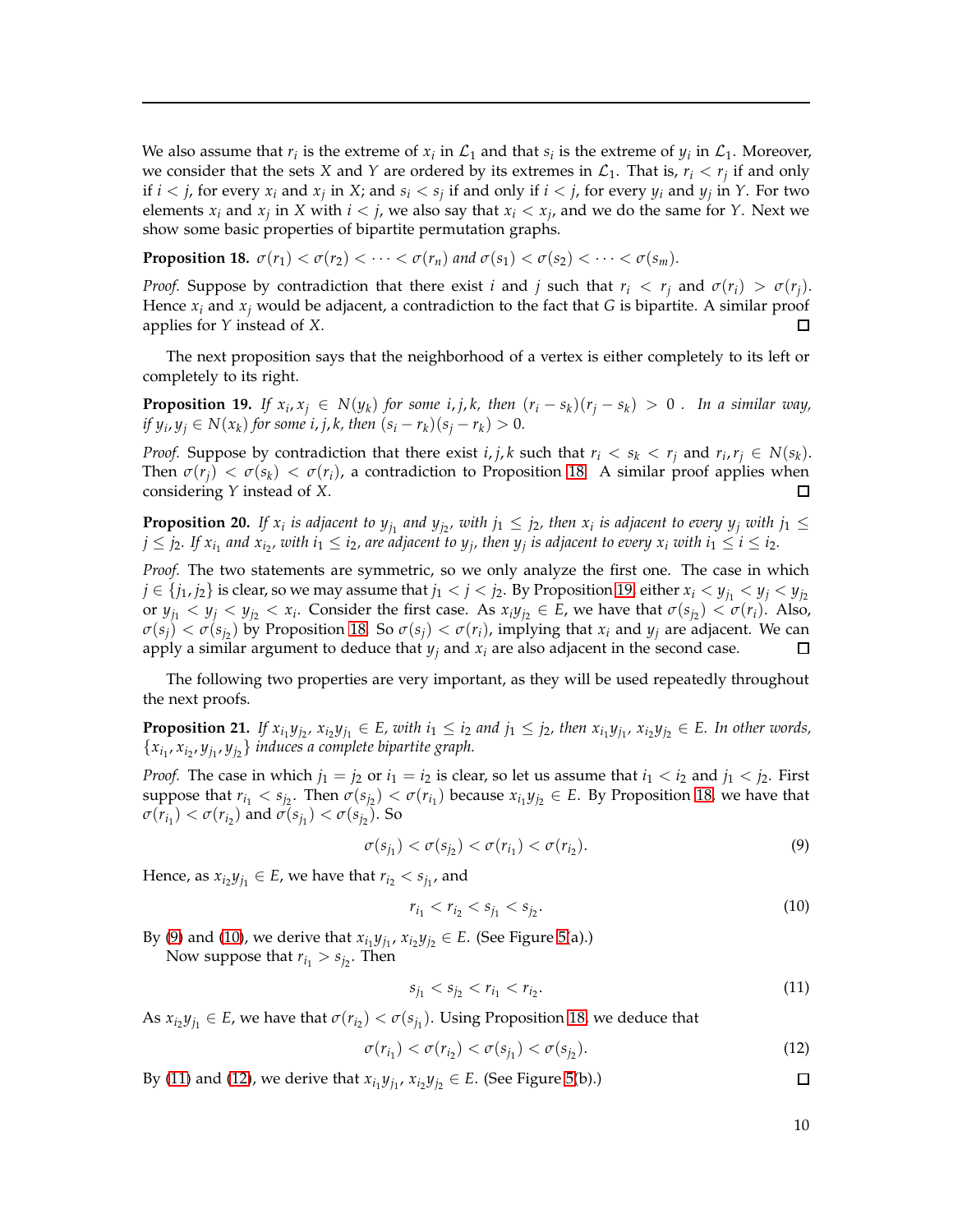We also assume that $r_i$ is the extreme of $x_i$ in $\mathcal{L}_1$ and that $s_i$ is the extreme of $y_i$ in $\mathcal{L}_1$. Moreover, we consider that the sets $X$ and $Y$ are ordered by its extremes in $\mathcal{L}_1$. That is, $r_i < r_j$ if and only if $i < j$, for every $x_i$ and $x_j$ in $X$; and $s_i < s_j$ if and only if $i < j$, for every $y_i$ and $y_j$ in $Y$. For two elements $x_i$ and $x_j$ in $X$ with $i < j$, we also say that $x_i < x_j$, and we do the same for $Y$. Next we show some basic properties of bipartite permutation graphs.

**Proposition 18.** *$\sigma(r_1) < \sigma(r_2) < \cdots < \sigma(r_n)$ and $\sigma(s_1) < \sigma(s_2) < \cdots < \sigma(s_m)$.*

*Proof.* Suppose by contradiction that there exist $i$ and $j$ such that $r_i < r_j$ and $\sigma(r_i) > \sigma(r_j)$. Hence $x_i$ and $x_j$ would be adjacent, a contradiction to the fact that $G$ is bipartite. A similar proof applies for $Y$ instead of $X$. □

The next proposition says that the neighborhood of a vertex is either completely to its left or completely to its right.

**Proposition 19.** *If $x_i, x_j \in N(y_k)$ for some $i, j, k$, then $(r_i - s_k)(r_j - s_k) > 0$. In a similar way, if $y_i, y_j \in N(x_k)$ for some $i, j, k$, then $(s_i - r_k)(s_j - r_k) > 0$.*

*Proof.* Suppose by contradiction that there exist $i, j, k$ such that $r_i < s_k < r_j$ and $r_i, r_j \in N(s_k)$. Then $\sigma(r_j) < \sigma(s_k) < \sigma(r_i)$, a contradiction to Proposition 18. A similar proof applies when considering $Y$ instead of $X$. □

**Proposition 20.** *If $x_i$ is adjacent to $y_{j_1}$ and $y_{j_2}$, with $j_1 \leq j_2$, then $x_i$ is adjacent to every $y_j$ with $j_1 \leq j \leq j_2$. If $x_{i_1}$ and $x_{i_2}$, with $i_1 \leq i_2$, are adjacent to $y_j$, then $y_j$ is adjacent to every $x_i$ with $i_1 \leq i \leq i_2$.*

*Proof.* The two statements are symmetric, so we only analyze the first one. The case in which $j \in \{j_1, j_2\}$ is clear, so we may assume that $j_1 < j < j_2$. By Proposition 19, either $x_i < y_{j_1} < y_j < y_{j_2}$ or $y_{j_1} < y_j < y_{j_2} < x_i$. Consider the first case. As $x_i y_{j_2} \in E$, we have that $\sigma(s_{j_2}) < \sigma(r_i)$. Also, $\sigma(s_j) < \sigma(s_{j_2})$ by Proposition 18. So $\sigma(s_j) < \sigma(r_i)$, implying that $x_i$ and $y_j$ are adjacent. We can apply a similar argument to deduce that $y_j$ and $x_i$ are also adjacent in the second case. □

The following two properties are very important, as they will be used repeatedly throughout the next proofs.

**Proposition 21.** *If $x_{i_1}y_{j_2}$, $x_{i_2}y_{j_1} \in E$, with $i_1 \leq i_2$ and $j_1 \leq j_2$, then $x_{i_1}y_{j_1}$, $x_{i_2}y_{j_2} \in E$. In other words, $\{x_{i_1}, x_{i_2}, y_{j_1}, y_{j_2}\}$ induces a complete bipartite graph.*

*Proof.* The case in which $j_1 = j_2$ or $i_1 = i_2$ is clear, so let us assume that $i_1 < i_2$ and $j_1 < j_2$. First suppose that $r_{i_1} < s_{j_2}$. Then $\sigma(s_{j_2}) < \sigma(r_{i_1})$ because $x_{i_1}y_{j_2} \in E$. By Proposition 18, we have that $\sigma(r_{i_1}) < \sigma(r_{i_2})$ and $\sigma(s_{j_1}) < \sigma(s_{j_2})$. So

$$\sigma(s_{j_1}) < \sigma(s_{j_2}) < \sigma(r_{i_1}) < \sigma(r_{i_2}). \tag{9}$$

Hence, as $x_{i_2}y_{j_1} \in E$, we have that $r_{i_2} < s_{j_1}$, and

$$r_{i_1} < r_{i_2} < s_{j_1} < s_{j_2}. \tag{10}$$

By (9) and (10), we derive that $x_{i_1}y_{j_1}$, $x_{i_2}y_{j_2} \in E$. (See Figure 5(a).)

Now suppose that $r_{i_1} > s_{j_2}$. Then

$$s_{j_1} < s_{j_2} < r_{i_1} < r_{i_2}. \tag{11}$$

As $x_{i_2}y_{j_1} \in E$, we have that $\sigma(r_{i_2}) < \sigma(s_{j_1})$. Using Proposition 18, we deduce that

$$\sigma(r_{i_1}) < \sigma(r_{i_2}) < \sigma(s_{j_1}) < \sigma(s_{j_2}). \tag{12}$$

By (11) and (12), we derive that $x_{i_1}y_{j_1}$, $x_{i_2}y_{j_2} \in E$. (See Figure 5(b).) □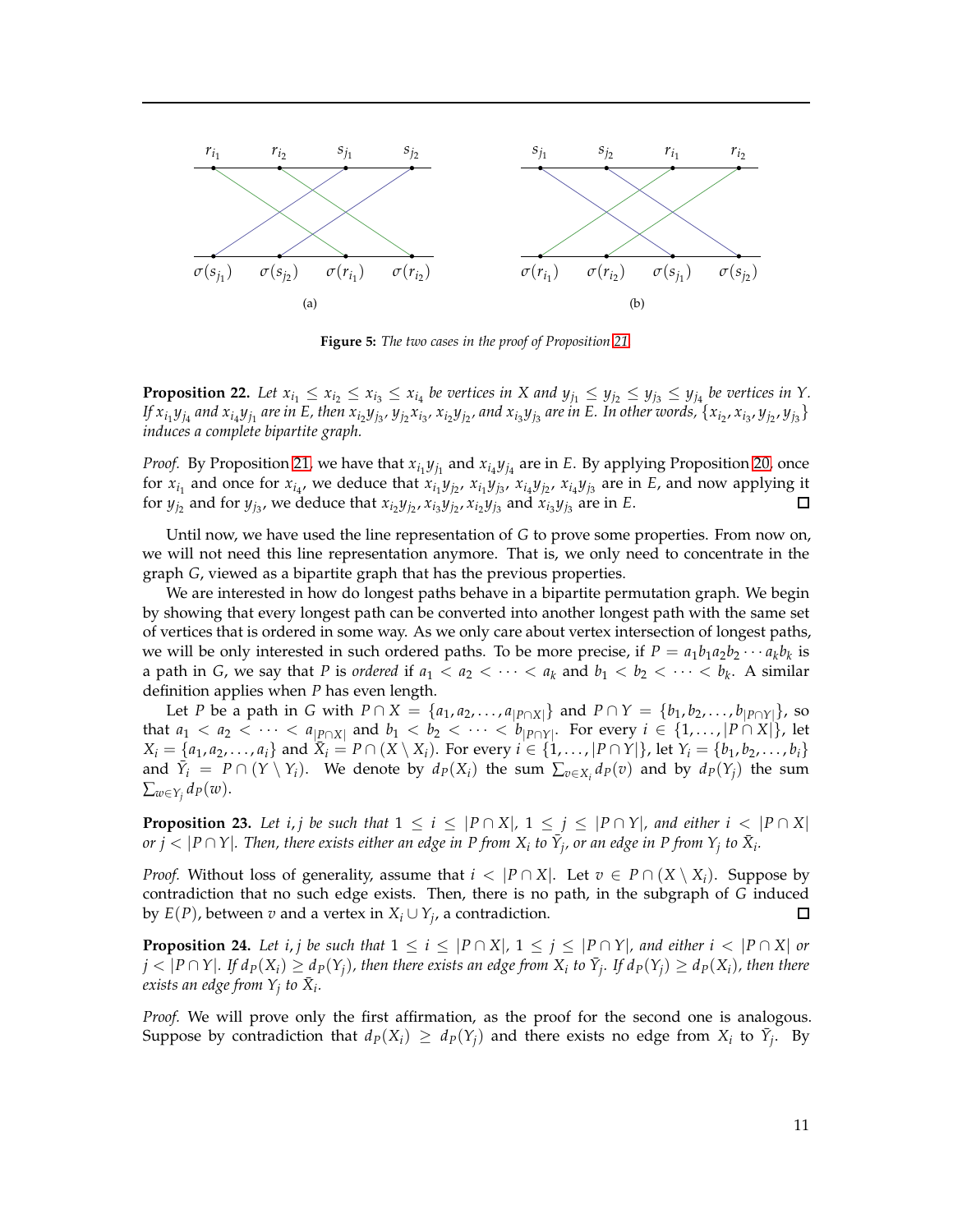Figure 5: *The two cases in the proof of Proposition 21*

**Proposition 22.** *Let $x_{i_1} \leq x_{i_2} \leq x_{i_3} \leq x_{i_4}$ be vertices in $X$ and $y_{j_1} \leq y_{j_2} \leq y_{j_3} \leq y_{j_4}$ be vertices in $Y$. If $x_{i_1}y_{j_4}$ and $x_{i_4}y_{j_1}$ are in $E$, then $x_{i_2}y_{j_3}$, $y_{j_2}x_{i_3}$, $x_{i_2}y_{j_2}$, and $x_{i_3}y_{j_3}$ are in $E$. In other words, $\{x_{i_2}, x_{i_3}, y_{j_2}, y_{j_3}\}$ induces a complete bipartite graph.*

*Proof.* By Proposition 21, we have that $x_{i_1}y_{j_1}$ and $x_{i_4}y_{j_4}$ are in $E$. By applying Proposition 20, once for $x_{i_1}$ and once for $x_{i_4}$, we deduce that $x_{i_1}y_{j_2}$, $x_{i_1}y_{j_3}$, $x_{i_4}y_{j_2}$, $x_{i_4}y_{j_3}$ are in $E$, and now applying it for $y_{j_2}$ and for $y_{j_3}$, we deduce that $x_{i_2}y_{j_2}$, $x_{i_3}y_{j_2}$, $x_{i_2}y_{j_3}$ and $x_{i_3}y_{j_3}$ are in $E$. □

Until now, we have used the line representation of $G$ to prove some properties. From now on, we will not need this line representation anymore. That is, we only need to concentrate in the graph $G$, viewed as a bipartite graph that has the previous properties.

We are interested in how do longest paths behave in a bipartite permutation graph. We begin by showing that every longest path can be converted into another longest path with the same set of vertices that is ordered in some way. As we only care about vertex intersection of longest paths, we will be only interested in such ordered paths. To be more precise, if $P = a_1b_1a_2b_2\cdots a_kb_k$ is a path in $G$, we say that $P$ is *ordered* if $a_1 < a_2 < \cdots < a_k$ and $b_1 < b_2 < \cdots < b_k$. A similar definition applies when $P$ has even length.

Let $P$ be a path in $G$ with $P \cap X = \{a_1, a_2, \ldots, a_{|P\cap X|}\}$ and $P \cap Y = \{b_1, b_2, \ldots, b_{|P\cap Y|}\}$, so that $a_1 < a_2 < \cdots < a_{|P\cap X|}$ and $b_1 < b_2 < \cdots < b_{|P\cap Y|}$. For every $i \in \{1, \ldots, |P\cap X|\}$, let $X_i = \{a_1, a_2, \ldots, a_i\}$ and $\bar{X}_i = P \cap (X \setminus X_i)$. For every $i \in \{1, \ldots, |P \cap Y|\}$, let $Y_i = \{b_1, b_2, \ldots, b_i\}$ and $\bar{Y}_i = P \cap (Y \setminus Y_i)$. We denote by $d_P(X_i)$ the sum $\sum_{v\in X_i} d_P(v)$ and by $d_P(Y_j)$ the sum $\sum_{w\in Y_j} d_P(w)$.

**Proposition 23.** *Let $i, j$ be such that $1 \leq i \leq |P \cap X|$, $1 \leq j \leq |P \cap Y|$, and either $i < |P \cap X|$ or $j < |P \cap Y|$. Then, there exists either an edge in $P$ from $X_i$ to $\bar{Y}_j$, or an edge in $P$ from $Y_j$ to $\bar{X}_i$.*

*Proof.* Without loss of generality, assume that $i < |P \cap X|$. Let $v \in P \cap (X \setminus X_i)$. Suppose by contradiction that no such edge exists. Then, there is no path, in the subgraph of $G$ induced by $E(P)$, between $v$ and a vertex in $X_i \cup Y_j$, a contradiction. □

**Proposition 24.** *Let $i, j$ be such that $1 \leq i \leq |P \cap X|$, $1 \leq j \leq |P \cap Y|$, and either $i < |P \cap X|$ or $j < |P \cap Y|$. If $d_P(X_i) \geq d_P(Y_j)$, then there exists an edge from $X_i$ to $\bar{Y}_j$. If $d_P(Y_j) \geq d_P(X_i)$, then there exists an edge from $Y_j$ to $\bar{X}_i$.*

*Proof.* We will prove only the first affirmation, as the proof for the second one is analogous. Suppose by contradiction that $d_P(X_i) \geq d_P(Y_j)$ and there exists no edge from $X_i$ to $\bar{Y}_j$. By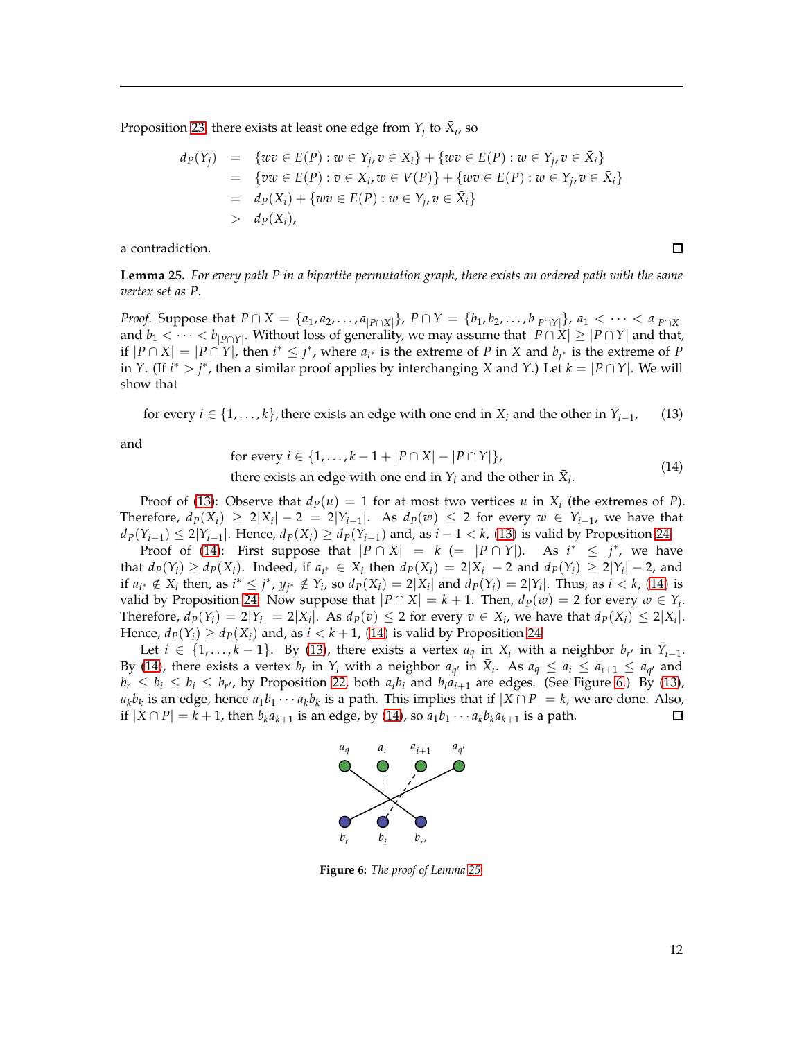Proposition 23, there exists at least one edge from $Y_j$ to $\bar{X}_i$, so

$$
\begin{aligned}
d_P(Y_j) &= \{wv \in E(P) : w \in Y_j, v \in X_i\} + \{wv \in E(P) : w \in Y_j, v \in \bar{X}_i\} \\
&= \{vw \in E(P) : v \in X_i, w \in V(P)\} + \{wv \in E(P) : w \in Y_j, v \in \bar{X}_i\} \\
&= d_P(X_i) + \{wv \in E(P) : w \in Y_j, v \in \bar{X}_i\} \\
&> d_P(X_i),
\end{aligned}
$$

a contradiction. □

**Lemma 25.** *For every path $P$ in a bipartite permutation graph, there exists an ordered path with the same vertex set as $P$.*

*Proof.* Suppose that $P \cap X = \{a_1, a_2, \ldots, a_{|P\cap X|}\}$, $P \cap Y = \{b_1, b_2, \ldots, b_{|P\cap Y|}\}$, $a_1 < \cdots < a_{|P\cap X|}$ and $b_1 < \cdots < b_{|P\cap Y|}$. Without loss of generality, we may assume that $|P \cap X| \geq |P \cap Y|$ and that, if $|P \cap X| = |P \cap Y|$, then $i^* \leq j^*$, where $a_{i^*}$ is the extreme of $P$ in $X$ and $b_{j^*}$ is the extreme of $P$ in $Y$. (If $i^* > j^*$, then a similar proof applies by interchanging $X$ and $Y$.) Let $k = |P \cap Y|$. We will show that

$$\text{for every } i \in \{1, \ldots, k\}, \text{there exists an edge with one end in } X_i \text{ and the other in } \bar{Y}_{i-1}, \tag{13}$$

and

$$\begin{aligned}&\text{for every } i \in \{1, \ldots, k-1+|P \cap X| - |P \cap Y|\},\\ &\text{there exists an edge with one end in } Y_i \text{ and the other in } \bar{X}_i.\end{aligned} \tag{14}$$

Proof of (13): Observe that $d_P(u) = 1$ for at most two vertices $u$ in $X_i$ (the extremes of $P$). Therefore, $d_P(X_i) \geq 2|X_i| - 2 = 2|Y_{i-1}|$. As $d_P(w) \leq 2$ for every $w \in Y_{i-1}$, we have that $d_P(Y_{i-1}) \leq 2|Y_{i-1}|$. Hence, $d_P(X_i) \geq d_P(Y_{i-1})$ and, as $i - 1 < k$, (13) is valid by Proposition 24.

Proof of (14): First suppose that $|P \cap X| = k$ $(= |P \cap Y|)$. As $i^* \leq j^*$, we have that $d_P(Y_i) \geq d_P(X_i)$. Indeed, if $a_{i^*} \in X_i$ then $d_P(X_i) = 2|X_i| - 2$ and $d_P(Y_i) \geq 2|Y_i| - 2$, and if $a_{i^*} \notin X_i$ then, as $i^* \leq j^*$, $y_{j^*} \notin Y_i$, so $d_P(X_i) = 2|X_i|$ and $d_P(Y_i) = 2|Y_i|$. Thus, as $i < k$, (14) is valid by Proposition 24. Now suppose that $|P \cap X| = k + 1$. Then, $d_P(w) = 2$ for every $w \in Y_i$. Therefore, $d_P(Y_i) = 2|Y_i| = 2|X_i|$. As $d_P(v) \leq 2$ for every $v \in X_i$, we have that $d_P(X_i) \leq 2|X_i|$. Hence, $d_P(Y_i) \geq d_P(X_i)$ and, as $i < k + 1$, (14) is valid by Proposition 24.

Let $i \in \{1, \ldots, k-1\}$. By (13), there exists a vertex $a_q$ in $X_i$ with a neighbor $b_{r'}$ in $\bar{Y}_{i-1}$. By (14), there exists a vertex $b_r$ in $Y_i$ with a neighbor $a_{q'}$ in $\bar{X}_i$. As $a_q \leq a_i \leq a_{i+1} \leq a_{q'}$ and $b_r \leq b_i \leq b_i \leq b_{r'}$, by Proposition 22, both $a_i b_i$ and $b_i a_{i+1}$ are edges. (See Figure 6.) By (13), $a_k b_k$ is an edge, hence $a_1 b_1 \cdots a_k b_k$ is a path. This implies that if $|X \cap P| = k$, we are done. Also, if $|X \cap P| = k + 1$, then $b_k a_{k+1}$ is an edge, by (14), so $a_1 b_1 \cdots a_k b_k a_{k+1}$ is a path. □

**Figure 6:** *The proof of Lemma 25*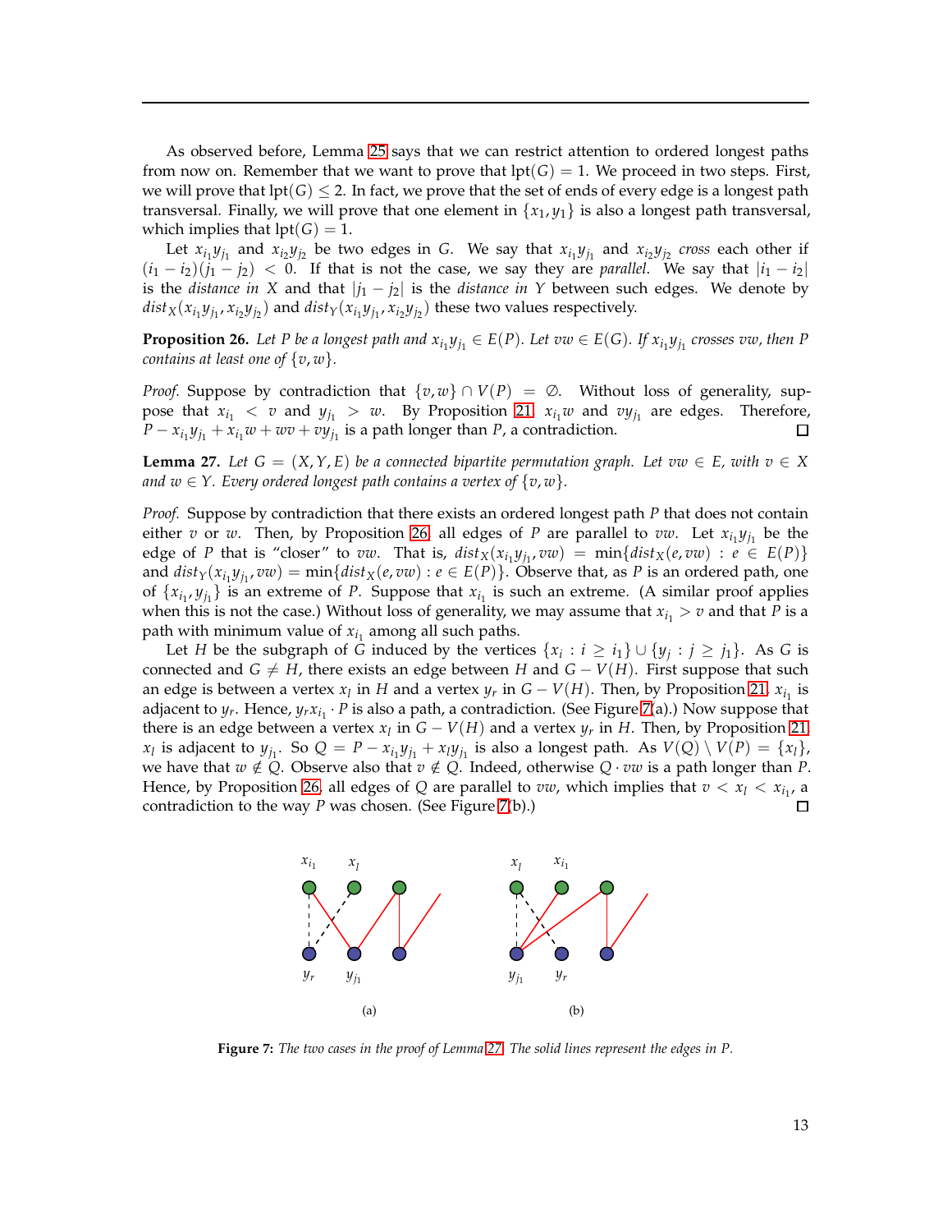As observed before, Lemma 25 says that we can restrict attention to ordered longest paths from now on. Remember that we want to prove that $\text{lpt}(G) = 1$. We proceed in two steps. First, we will prove that $\text{lpt}(G) \leq 2$. In fact, we prove that the set of ends of every edge is a longest path transversal. Finally, we will prove that one element in $\{x_1, y_1\}$ is also a longest path transversal, which implies that $\text{lpt}(G) = 1$.

Let $x_{i_1}y_{j_1}$ and $x_{i_2}y_{j_2}$ be two edges in $G$. We say that $x_{i_1}y_{j_1}$ and $x_{i_2}y_{j_2}$ *cross* each other if $(i_1 - i_2)(j_1 - j_2) < 0$. If that is not the case, we say they are *parallel*. We say that $|i_1 - i_2|$ is the *distance in* $X$ and that $|j_1 - j_2|$ is the *distance in* $Y$ between such edges. We denote by $dist_X(x_{i_1}y_{j_1}, x_{i_2}y_{j_2})$ and $dist_Y(x_{i_1}y_{j_1}, x_{i_2}y_{j_2})$ these two values respectively.

**Proposition 26.** *Let $P$ be a longest path and $x_{i_1}y_{j_1} \in E(P)$. Let $vw \in E(G)$. If $x_{i_1}y_{j_1}$ crosses $vw$, then $P$ contains at least one of $\{v, w\}$.*

*Proof.* Suppose by contradiction that $\{v, w\} \cap V(P) = \emptyset$. Without loss of generality, suppose that $x_{i_1} < v$ and $y_{j_1} > w$. By Proposition 21 $x_{i_1}w$ and $vy_{j_1}$ are edges. Therefore, $P - x_{i_1}y_{j_1} + x_{i_1}w + wv + vy_{j_1}$ is a path longer than $P$, a contradiction. □

**Lemma 27.** *Let $G = (X, Y, E)$ be a connected bipartite permutation graph. Let $vw \in E$, with $v \in X$ and $w \in Y$. Every ordered longest path contains a vertex of $\{v, w\}$.*

*Proof.* Suppose by contradiction that there exists an ordered longest path $P$ that does not contain either $v$ or $w$. Then, by Proposition 26, all edges of $P$ are parallel to $vw$. Let $x_{i_1}y_{j_1}$ be the edge of $P$ that is "closer" to $vw$. That is, $dist_X(x_{i_1}y_{j_1}, vw) = \min\{dist_X(e, vw) : e \in E(P)\}$ and $dist_Y(x_{i_1}y_{j_1}, vw) = \min\{dist_X(e, vw) : e \in E(P)\}$. Observe that, as $P$ is an ordered path, one of $\{x_{i_1}, y_{j_1}\}$ is an extreme of $P$. Suppose that $x_{i_1}$ is such an extreme. (A similar proof applies when this is not the case.) Without loss of generality, we may assume that $x_{i_1} > v$ and that $P$ is a path with minimum value of $x_{i_1}$ among all such paths.

Let $H$ be the subgraph of $G$ induced by the vertices $\{x_i : i \geq i_1\} \cup \{y_j : j \geq j_1\}$. As $G$ is connected and $G \neq H$, there exists an edge between $H$ and $G - V(H)$. First suppose that such an edge is between a vertex $x_l$ in $H$ and a vertex $y_r$ in $G - V(H)$. Then, by Proposition 21, $x_{i_1}$ is adjacent to $y_r$. Hence, $y_r x_{i_1} \cdot P$ is also a path, a contradiction. (See Figure 7(a).) Now suppose that there is an edge between a vertex $x_l$ in $G - V(H)$ and a vertex $y_r$ in $H$. Then, by Proposition 21, $x_l$ is adjacent to $y_{j_1}$. So $Q = P - x_{i_1}y_{j_1} + x_l y_{j_1}$ is also a longest path. As $V(Q) \setminus V(P) = \{x_l\}$, we have that $w \notin Q$. Observe also that $v \notin Q$. Indeed, otherwise $Q \cdot vw$ is a path longer than $P$. Hence, by Proposition 26, all edges of $Q$ are parallel to $vw$, which implies that $v < x_l < x_{i_1}$, a contradiction to the way $P$ was chosen. (See Figure 7(b).) □

**Figure 7:** *The two cases in the proof of Lemma 27. The solid lines represent the edges in P.*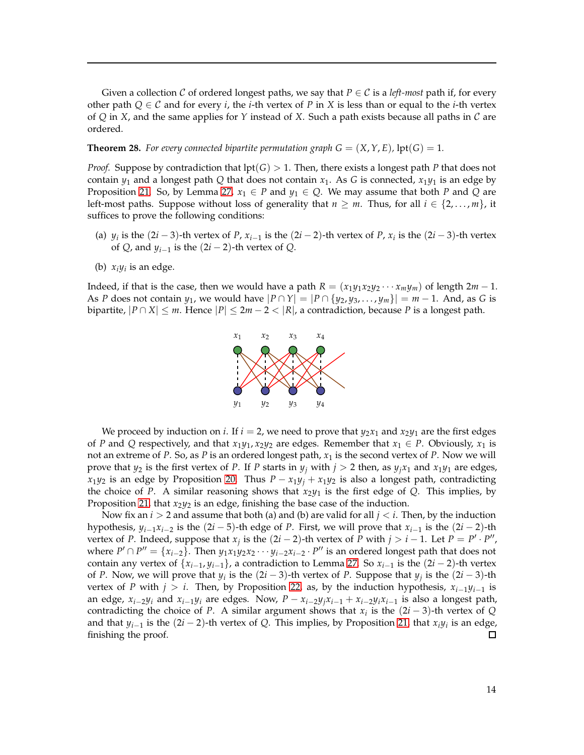Given a collection $\mathcal{C}$ of ordered longest paths, we say that $P \in \mathcal{C}$ is a *left-most* path if, for every other path $Q \in \mathcal{C}$ and for every $i$, the $i$-th vertex of $P$ in $X$ is less than or equal to the $i$-th vertex of $Q$ in $X$, and the same applies for $Y$ instead of $X$. Such a path exists because all paths in $\mathcal{C}$ are ordered.

**Theorem 28.** *For every connected bipartite permutation graph $G = (X, Y, E)$, $\text{lpt}(G) = 1$.*

*Proof.* Suppose by contradiction that $\text{lpt}(G) > 1$. Then, there exists a longest path $P$ that does not contain $y_1$ and a longest path $Q$ that does not contain $x_1$. As $G$ is connected, $x_1y_1$ is an edge by Proposition 21. So, by Lemma 27, $x_1 \in P$ and $y_1 \in Q$. We may assume that both $P$ and $Q$ are left-most paths. Suppose without loss of generality that $n \geq m$. Thus, for all $i \in \{2, \ldots, m\}$, it suffices to prove the following conditions:

(a) $y_i$ is the $(2i-3)$-th vertex of $P$, $x_{i-1}$ is the $(2i-2)$-th vertex of $P$, $x_i$ is the $(2i-3)$-th vertex of $Q$, and $y_{i-1}$ is the $(2i-2)$-th vertex of $Q$.

(b) $x_iy_i$ is an edge.

Indeed, if that is the case, then we would have a path $R = (x_1y_1x_2y_2 \cdots x_my_m)$ of length $2m-1$. As $P$ does not contain $y_1$, we would have $|P \cap Y| = |P \cap \{y_2, y_3, \ldots, y_m\}| = m - 1$. And, as $G$ is bipartite, $|P \cap X| \leq m$. Hence $|P| \leq 2m - 2 < |R|$, a contradiction, because $P$ is a longest path.

We proceed by induction on $i$. If $i = 2$, we need to prove that $y_2x_1$ and $x_2y_1$ are the first edges of $P$ and $Q$ respectively, and that $x_1y_1, x_2y_2$ are edges. Remember that $x_1 \in P$. Obviously, $x_1$ is not an extreme of $P$. So, as $P$ is an ordered longest path, $x_1$ is the second vertex of $P$. Now we will prove that $y_2$ is the first vertex of $P$. If $P$ starts in $y_j$ with $j > 2$ then, as $y_jx_1$ and $x_1y_1$ are edges, $x_1y_2$ is an edge by Proposition 20. Thus $P - x_1y_j + x_1y_2$ is also a longest path, contradicting the choice of $P$. A similar reasoning shows that $x_2y_1$ is the first edge of $Q$. This implies, by Proposition 21, that $x_2y_2$ is an edge, finishing the base case of the induction.

Now fix an $i > 2$ and assume that both (a) and (b) are valid for all $j < i$. Then, by the induction hypothesis, $y_{i-1}x_{i-2}$ is the $(2i-5)$-th edge of $P$. First, we will prove that $x_{i-1}$ is the $(2i-2)$-th vertex of $P$. Indeed, suppose that $x_j$ is the $(2i-2)$-th vertex of $P$ with $j > i-1$. Let $P = P' \cdot P''$, where $P' \cap P'' = \{x_{i-2}\}$. Then $y_1x_1y_2x_2 \cdots y_{i-2}x_{i-2} \cdot P''$ is an ordered longest path that does not contain any vertex of $\{x_{i-1}, y_{i-1}\}$, a contradiction to Lemma 27. So $x_{i-1}$ is the $(2i-2)$-th vertex of $P$. Now, we will prove that $y_i$ is the $(2i-3)$-th vertex of $P$. Suppose that $y_j$ is the $(2i-3)$-th vertex of $P$ with $j > i$. Then, by Proposition 22, as, by the induction hypothesis, $x_{i-1}y_{i-1}$ is an edge, $x_{i-2}y_i$ and $x_{i-1}y_i$ are edges. Now, $P - x_{i-2}y_jx_{i-1} + x_{i-2}y_ix_{i-1}$ is also a longest path, contradicting the choice of $P$. A similar argument shows that $x_i$ is the $(2i-3)$-th vertex of $Q$ and that $y_{i-1}$ is the $(2i-2)$-th vertex of $Q$. This implies, by Proposition 21, that $x_iy_i$ is an edge, finishing the proof. □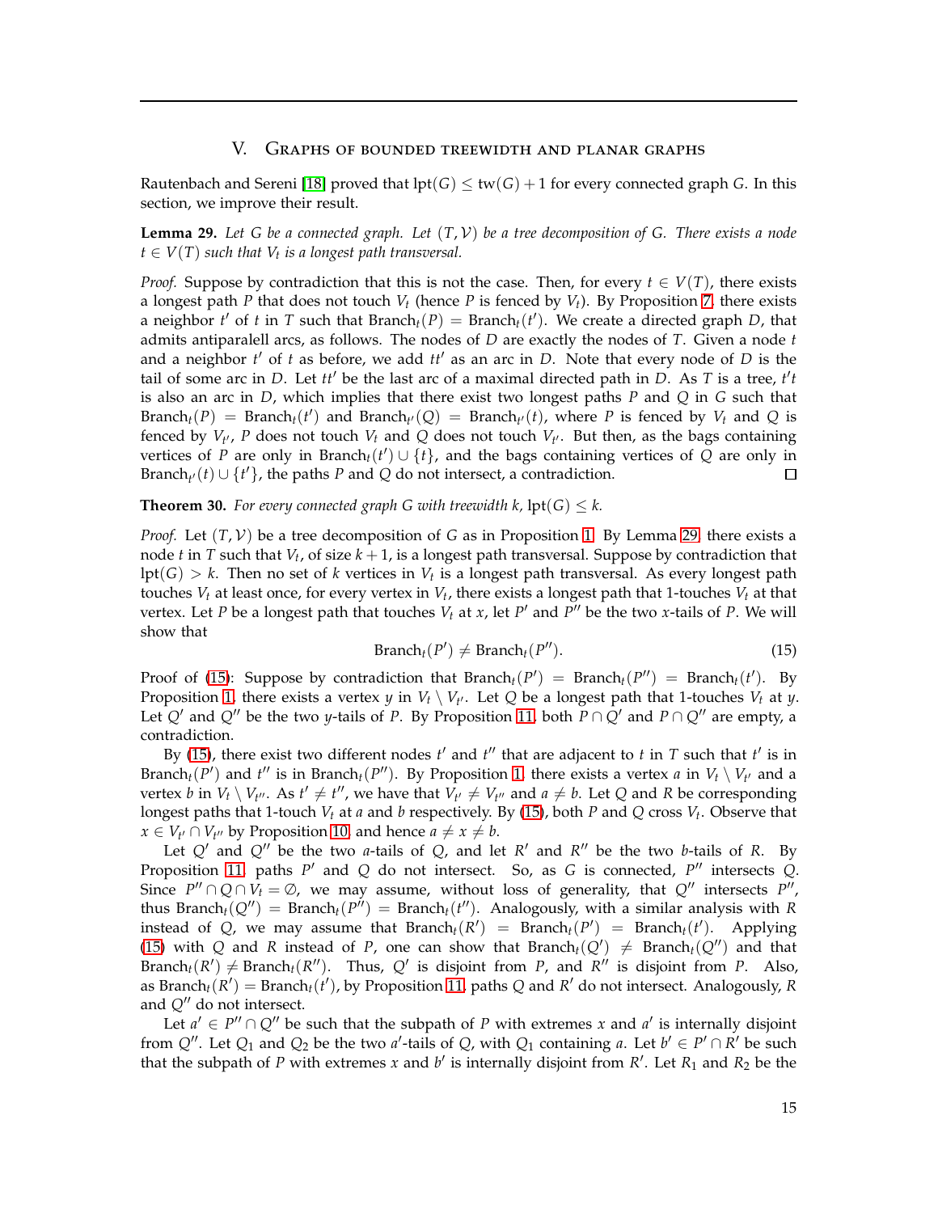## V. Graphs of bounded treewidth and planar graphs

Rautenbach and Sereni [18] proved that $\text{lpt}(G) \leq \text{tw}(G) + 1$ for every connected graph $G$. In this section, we improve their result.

**Lemma 29.** *Let $G$ be a connected graph. Let $(T, \mathcal{V})$ be a tree decomposition of $G$. There exists a node $t \in V(T)$ such that $V_t$ is a longest path transversal.*

*Proof.* Suppose by contradiction that this is not the case. Then, for every $t \in V(T)$, there exists a longest path $P$ that does not touch $V_t$ (hence $P$ is fenced by $V_t$). By Proposition 7, there exists a neighbor $t'$ of $t$ in $T$ such that $\text{Branch}_t(P) = \text{Branch}_t(t')$. We create a directed graph $D$, that admits antiparalell arcs, as follows. The nodes of $D$ are exactly the nodes of $T$. Given a node $t$ and a neighbor $t'$ of $t$ as before, we add $tt'$ as an arc in $D$. Note that every node of $D$ is the tail of some arc in $D$. Let $tt'$ be the last arc of a maximal directed path in $D$. As $T$ is a tree, $t't$ is also an arc in $D$, which implies that there exist two longest paths $P$ and $Q$ in $G$ such that $\text{Branch}_t(P) = \text{Branch}_t(t')$ and $\text{Branch}_{t'}(Q) = \text{Branch}_{t'}(t)$, where $P$ is fenced by $V_t$ and $Q$ is fenced by $V_{t'}$, $P$ does not touch $V_t$ and $Q$ does not touch $V_{t'}$. But then, as the bags containing vertices of $P$ are only in $\text{Branch}_t(t') \cup \{t\}$, and the bags containing vertices of $Q$ are only in $\text{Branch}_{t'}(t) \cup \{t'\}$, the paths $P$ and $Q$ do not intersect, a contradiction. □

**Theorem 30.** *For every connected graph $G$ with treewidth $k$, $\text{lpt}(G) \leq k$.*

*Proof.* Let $(T, \mathcal{V})$ be a tree decomposition of $G$ as in Proposition 1. By Lemma 29, there exists a node $t$ in $T$ such that $V_t$, of size $k+1$, is a longest path transversal. Suppose by contradiction that $\text{lpt}(G) > k$. Then no set of $k$ vertices in $V_t$ is a longest path transversal. As every longest path touches $V_t$ at least once, for every vertex in $V_t$, there exists a longest path that 1-touches $V_t$ at that vertex. Let $P$ be a longest path that touches $V_t$ at $x$, let $P'$ and $P''$ be the two $x$-tails of $P$. We will show that

$$\text{Branch}_t(P') \neq \text{Branch}_t(P''). \tag{15}$$

Proof of (15): Suppose by contradiction that $\text{Branch}_t(P') = \text{Branch}_t(P'') = \text{Branch}_t(t')$. By Proposition 1, there exists a vertex $y$ in $V_t \setminus V_{t'}$. Let $Q$ be a longest path that 1-touches $V_t$ at $y$. Let $Q'$ and $Q''$ be the two $y$-tails of $P$. By Proposition 11, both $P \cap Q'$ and $P \cap Q''$ are empty, a contradiction.

By (15), there exist two different nodes $t'$ and $t''$ that are adjacent to $t$ in $T$ such that $t'$ is in $\text{Branch}_t(P')$ and $t''$ is in $\text{Branch}_t(P'')$. By Proposition 1, there exists a vertex $a$ in $V_t \setminus V_{t'}$ and a vertex $b$ in $V_t \setminus V_{t''}$. As $t' \neq t''$, we have that $V_{t'} \neq V_{t''}$ and $a \neq b$. Let $Q$ and $R$ be corresponding longest paths that 1-touch $V_t$ at $a$ and $b$ respectively. By (15), both $P$ and $Q$ cross $V_t$. Observe that $x \in V_{t'} \cap V_{t''}$ by Proposition 10, and hence $a \neq x \neq b$.

Let $Q'$ and $Q''$ be the two $a$-tails of $Q$, and let $R'$ and $R''$ be the two $b$-tails of $R$. By Proposition 11, paths $P'$ and $Q$ do not intersect. So, as $G$ is connected, $P''$ intersects $Q$. Since $P'' \cap Q \cap V_t = \emptyset$, we may assume, without loss of generality, that $Q''$ intersects $P''$, thus $\text{Branch}_t(Q'') = \text{Branch}_t(P'') = \text{Branch}_t(t'')$. Analogously, with a similar analysis with $R$ instead of $Q$, we may assume that $\text{Branch}_t(R') = \text{Branch}_t(P') = \text{Branch}_t(t')$. Applying (15) with $Q$ and $R$ instead of $P$, one can show that $\text{Branch}_t(Q') \neq \text{Branch}_t(Q'')$ and that $\text{Branch}_t(R') \neq \text{Branch}_t(R'')$. Thus, $Q'$ is disjoint from $P$, and $R''$ is disjoint from $P$. Also, as $\text{Branch}_t(R') = \text{Branch}_t(t')$, by Proposition 11, paths $Q$ and $R'$ do not intersect. Analogously, $R$ and $Q''$ do not intersect.

Let $a' \in P'' \cap Q''$ be such that the subpath of $P$ with extremes $x$ and $a'$ is internally disjoint from $Q''$. Let $Q_1$ and $Q_2$ be the two $a'$-tails of $Q$, with $Q_1$ containing $a$. Let $b' \in P' \cap R'$ be such that the subpath of $P$ with extremes $x$ and $b'$ is internally disjoint from $R'$. Let $R_1$ and $R_2$ be the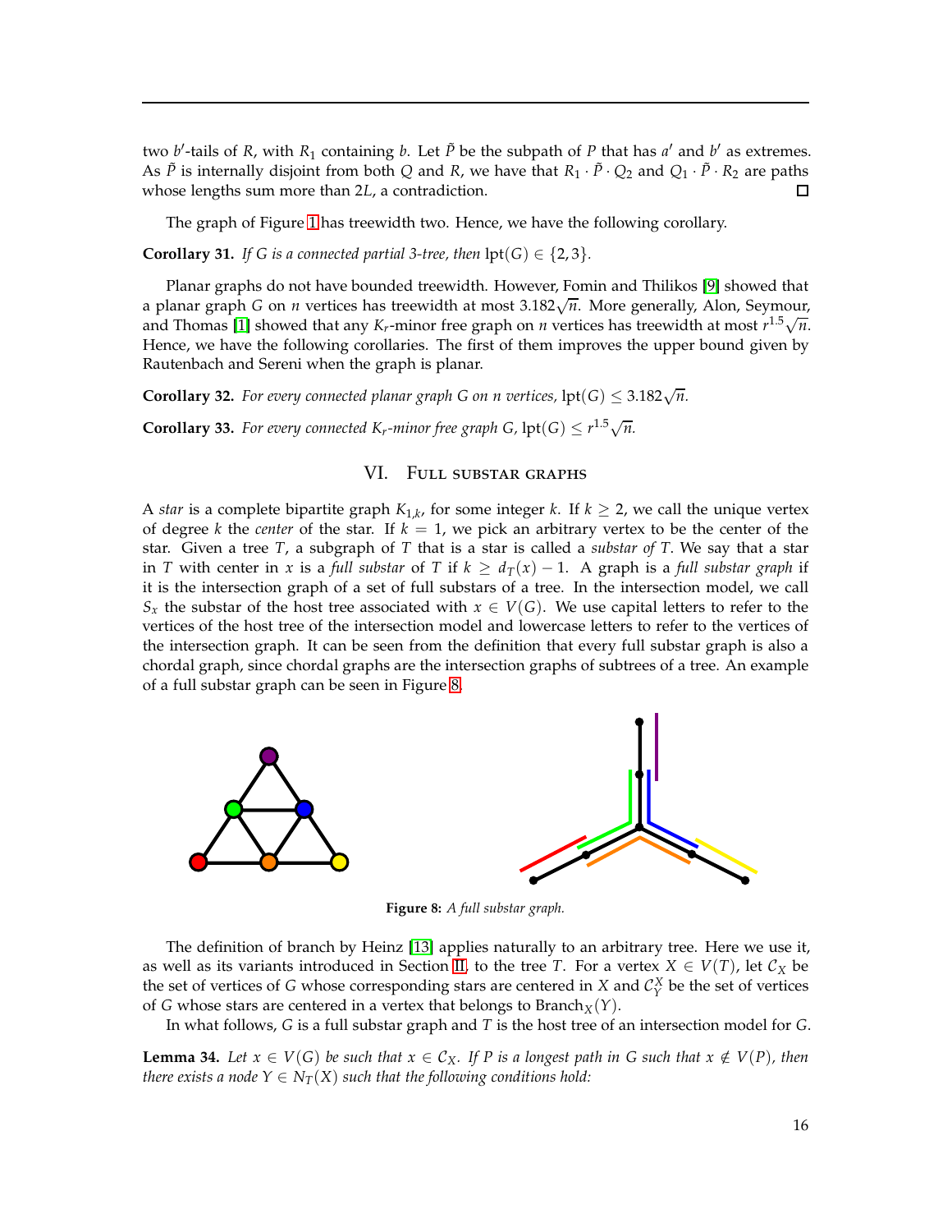two $b'$-tails of $R$, with $R_1$ containing $b$. Let $\tilde{P}$ be the subpath of $P$ that has $a'$ and $b'$ as extremes. As $\tilde{P}$ is internally disjoint from both $Q$ and $R$, we have that $R_1 \cdot \tilde{P} \cdot Q_2$ and $Q_1 \cdot \tilde{P} \cdot R_2$ are paths whose lengths sum more than $2L$, a contradiction. □

The graph of Figure 1 has treewidth two. Hence, we have the following corollary.

**Corollary 31.** *If $G$ is a connected partial 3-tree, then $\text{lpt}(G) \in \{2, 3\}$.*

Planar graphs do not have bounded treewidth. However, Fomin and Thilikos [9] showed that a planar graph $G$ on $n$ vertices has treewidth at most $3.182\sqrt{n}$. More generally, Alon, Seymour, and Thomas [1] showed that any $K_r$-minor free graph on $n$ vertices has treewidth at most $r^{1.5}\sqrt{n}$. Hence, we have the following corollaries. The first of them improves the upper bound given by Rautenbach and Sereni when the graph is planar.

**Corollary 32.** *For every connected planar graph $G$ on $n$ vertices, $\text{lpt}(G) \leq 3.182\sqrt{n}$.*

**Corollary 33.** *For every connected $K_r$-minor free graph $G$, $\text{lpt}(G) \leq r^{1.5}\sqrt{n}$.*

## VI. Full substar graphs

A *star* is a complete bipartite graph $K_{1,k}$, for some integer $k$. If $k \geq 2$, we call the unique vertex of degree $k$ the *center* of the star. If $k = 1$, we pick an arbitrary vertex to be the center of the star. Given a tree $T$, a subgraph of $T$ that is a star is called a *substar of* $T$. We say that a star in $T$ with center in $x$ is a *full substar* of $T$ if $k \geq d_T(x) - 1$. A graph is a *full substar graph* if it is the intersection graph of a set of full substars of a tree. In the intersection model, we call $S_x$ the substar of the host tree associated with $x \in V(G)$. We use capital letters to refer to the vertices of the host tree of the intersection model and lowercase letters to refer to the vertices of the intersection graph. It can be seen from the definition that every full substar graph is also a chordal graph, since chordal graphs are the intersection graphs of subtrees of a tree. An example of a full substar graph can be seen in Figure 8.

**Figure 8:** *A full substar graph.*

The definition of branch by Heinz [13] applies naturally to an arbitrary tree. Here we use it, as well as its variants introduced in Section II, to the tree $T$. For a vertex $X \in V(T)$, let $\mathcal{C}_X$ be the set of vertices of $G$ whose corresponding stars are centered in $X$ and $\mathcal{C}_Y^X$ be the set of vertices of $G$ whose stars are centered in a vertex that belongs to $\text{Branch}_X(Y)$.

In what follows, $G$ is a full substar graph and $T$ is the host tree of an intersection model for $G$.

**Lemma 34.** *Let $x \in V(G)$ be such that $x \in \mathcal{C}_X$. If $P$ is a longest path in $G$ such that $x \notin V(P)$, then there exists a node $Y \in N_T(X)$ such that the following conditions hold:*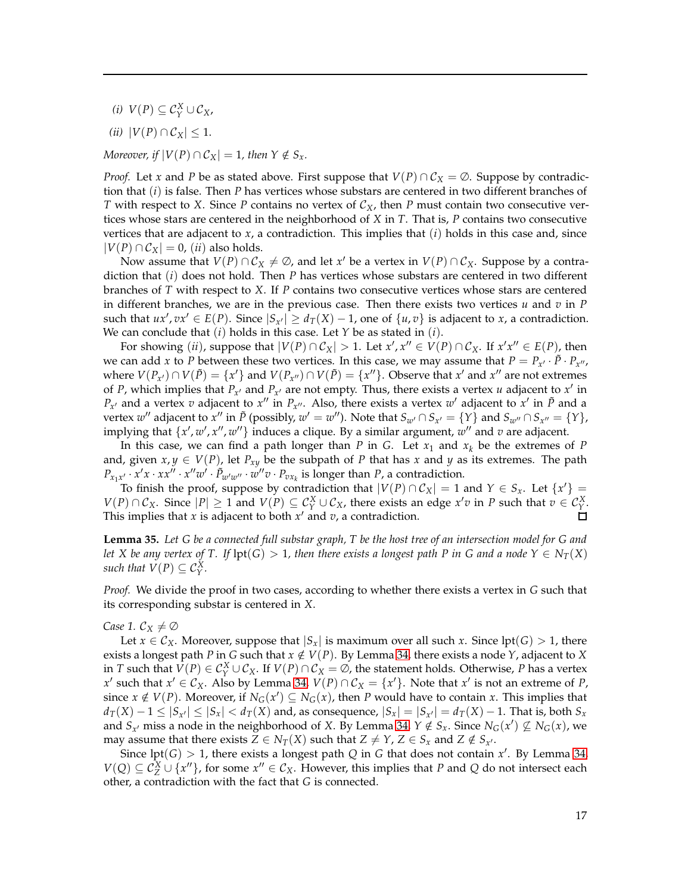*(i)* $V(P) \subseteq \mathcal{C}_Y^X \cup \mathcal{C}_X$,

*(ii)* $|V(P) \cap \mathcal{C}_X| \leq 1$.

*Moreover, if $|V(P) \cap \mathcal{C}_X| = 1$, then $Y \notin S_x$.*

*Proof.* Let $x$ and $P$ be as stated above. First suppose that $V(P) \cap \mathcal{C}_X = \emptyset$. Suppose by contradiction that $(i)$ is false. Then $P$ has vertices whose substars are centered in two different branches of $T$ with respect to $X$. Since $P$ contains no vertex of $\mathcal{C}_X$, then $P$ must contain two consecutive vertices whose stars are centered in the neighborhood of $X$ in $T$. That is, $P$ contains two consecutive vertices that are adjacent to $x$, a contradiction. This implies that $(i)$ holds in this case and, since $|V(P) \cap \mathcal{C}_X| = 0$, $(ii)$ also holds.

Now assume that $V(P) \cap \mathcal{C}_X \neq \emptyset$, and let $x'$ be a vertex in $V(P) \cap \mathcal{C}_X$. Suppose by a contradiction that $(i)$ does not hold. Then $P$ has vertices whose substars are centered in two different branches of $T$ with respect to $X$. If $P$ contains two consecutive vertices whose stars are centered in different branches, we are in the previous case. Then there exists two vertices $u$ and $v$ in $P$ such that $ux', vx' \in E(P)$. Since $|S_{x'}| \geq d_T(X) - 1$, one of $\{u, v\}$ is adjacent to $x$, a contradiction. We can conclude that $(i)$ holds in this case. Let $Y$ be as stated in $(i)$.

For showing $(ii)$, suppose that $|V(P) \cap \mathcal{C}_X| > 1$. Let $x', x'' \in V(P) \cap \mathcal{C}_X$. If $x'x'' \in E(P)$, then we can add $x$ to $P$ between these two vertices. In this case, we may assume that $P = P_{x'} \cdot \tilde{P} \cdot P_{x''}$, where $V(P_{x'}) \cap V(\tilde{P}) = \{x'\}$ and $V(P_{x''}) \cap V(\tilde{P}) = \{x''\}$. Observe that $x'$ and $x''$ are not extremes of $P$, which implies that $P_{x'}$ and $P_{x'}$ are not empty. Thus, there exists a vertex $u$ adjacent to $x'$ in $P_{x'}$ and a vertex $v$ adjacent to $x''$ in $P_{x''}$. Also, there exists a vertex $w'$ adjacent to $x'$ in $\tilde{P}$ and a vertex $w''$ adjacent to $x''$ in $\tilde{P}$ (possibly, $w' = w''$). Note that $S_{w'} \cap S_{x'} = \{Y\}$ and $S_{w''} \cap S_{x''} = \{Y\}$, implying that $\{x', w', x'', w''\}$ induces a clique. By a similar argument, $w''$ and $v$ are adjacent.

In this case, we can find a path longer than $P$ in $G$. Let $x_1$ and $x_k$ be the extremes of $P$ and, given $x, y \in V(P)$, let $P_{xy}$ be the subpath of $P$ that has $x$ and $y$ as its extremes. The path $P_{x_1x'} \cdot x'x \cdot xx'' \cdot x''w' \cdot \tilde{P}_{w'w''} \cdot w''v \cdot P_{vx_k}$ is longer than $P$, a contradiction.

To finish the proof, suppose by contradiction that $|V(P) \cap \mathcal{C}_X| = 1$ and $Y \in S_x$. Let $\{x'\} = V(P) \cap \mathcal{C}_X$. Since $|P| \geq 1$ and $V(P) \subseteq \mathcal{C}_Y^X \cup \mathcal{C}_X$, there exists an edge $x'v$ in $P$ such that $v \in \mathcal{C}_Y^X$. This implies that $x$ is adjacent to both $x'$ and $v$, a contradiction. ◻

**Lemma 35.** *Let $G$ be a connected full substar graph, $T$ be the host tree of an intersection model for $G$ and let $X$ be any vertex of $T$. If $\operatorname{lpt}(G) > 1$, then there exists a longest path $P$ in $G$ and a node $Y \in N_T(X)$ such that $V(P) \subseteq \mathcal{C}_Y^X$.*

*Proof.* We divide the proof in two cases, according to whether there exists a vertex in $G$ such that its corresponding substar is centered in $X$.

*Case 1. $\mathcal{C}_X \neq \emptyset$*

Let $x \in \mathcal{C}_X$. Moreover, suppose that $|S_x|$ is maximum over all such $x$. Since $\operatorname{lpt}(G) > 1$, there exists a longest path $P$ in $G$ such that $x \notin V(P)$. By Lemma 34, there exists a node $Y$, adjacent to $X$ in $T$ such that $V(P) \in \mathcal{C}_Y^X \cup \mathcal{C}_X$. If $V(P) \cap \mathcal{C}_X = \emptyset$, the statement holds. Otherwise, $P$ has a vertex $x'$ such that $x' \in \mathcal{C}_X$. Also by Lemma 34, $V(P) \cap \mathcal{C}_X = \{x'\}$. Note that $x'$ is not an extreme of $P$, since $x \notin V(P)$. Moreover, if $N_G(x') \subseteq N_G(x)$, then $P$ would have to contain $x$. This implies that $d_T(X) - 1 \leq |S_{x'}| \leq |S_x| < d_T(X)$ and, as consequence, $|S_x| = |S_{x'}| = d_T(X) - 1$. That is, both $S_x$ and $S_{x'}$ miss a node in the neighborhood of $X$. By Lemma 34, $Y \notin S_x$. Since $N_G(x') \not\subseteq N_G(x)$, we may assume that there exists $Z \in N_T(X)$ such that $Z \neq Y$, $Z \in S_x$ and $Z \notin S_{x'}$.

Since $\operatorname{lpt}(G) > 1$, there exists a longest path $Q$ in $G$ that does not contain $x'$. By Lemma 34, $V(Q) \subseteq \mathcal{C}_Z^X \cup \{x''\}$, for some $x'' \in \mathcal{C}_X$. However, this implies that $P$ and $Q$ do not intersect each other, a contradiction with the fact that $G$ is connected.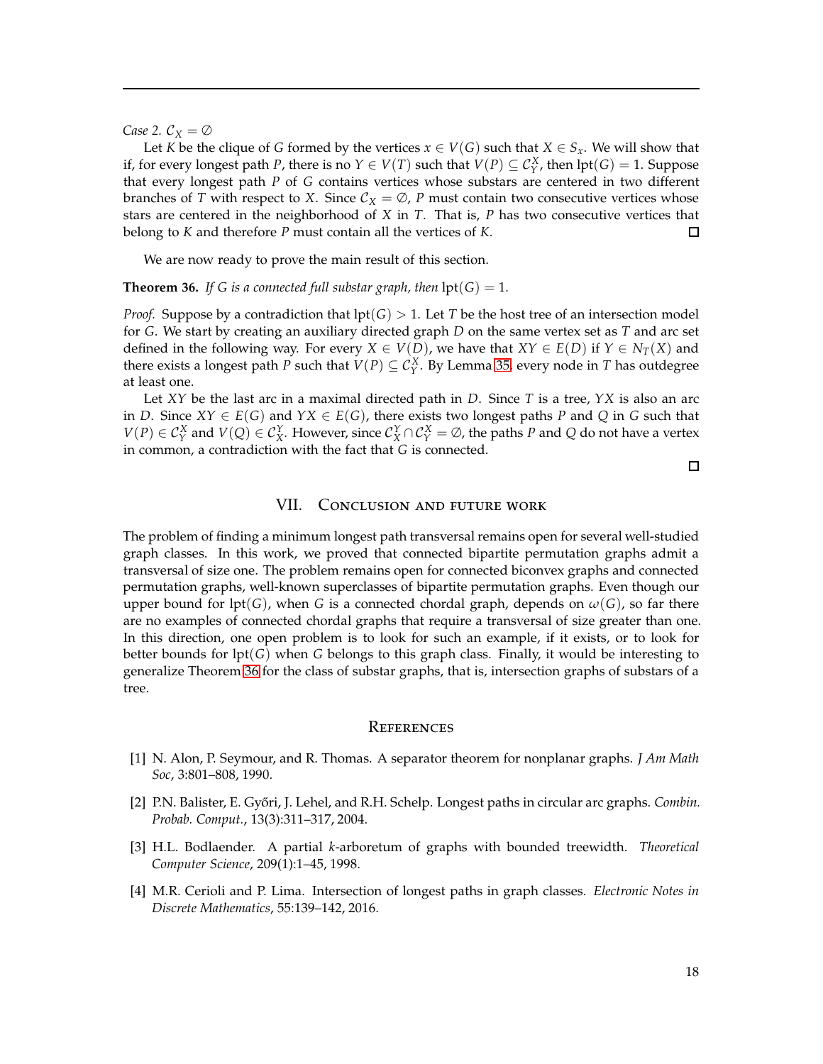*Case 2.* $\mathcal{C}_X = \emptyset$

Let $K$ be the clique of $G$ formed by the vertices $x \in V(G)$ such that $X \in S_x$. We will show that if, for every longest path $P$, there is no $Y \in V(T)$ such that $V(P) \subseteq \mathcal{C}_Y^X$, then $\text{lpt}(G) = 1$. Suppose that every longest path $P$ of $G$ contains vertices whose substars are centered in two different branches of $T$ with respect to $X$. Since $\mathcal{C}_X = \emptyset$, $P$ must contain two consecutive vertices whose stars are centered in the neighborhood of $X$ in $T$. That is, $P$ has two consecutive vertices that belong to $K$ and therefore $P$ must contain all the vertices of $K$. □

We are now ready to prove the main result of this section.

**Theorem 36.** *If $G$ is a connected full substar graph, then* $\text{lpt}(G) = 1$.

*Proof.* Suppose by a contradiction that $\text{lpt}(G) > 1$. Let $T$ be the host tree of an intersection model for $G$. We start by creating an auxiliary directed graph $D$ on the same vertex set as $T$ and arc set defined in the following way. For every $X \in V(D)$, we have that $XY \in E(D)$ if $Y \in N_T(X)$ and there exists a longest path $P$ such that $V(P) \subseteq \mathcal{C}_Y^X$. By Lemma 35, every node in $T$ has outdegree at least one.

Let $XY$ be the last arc in a maximal directed path in $D$. Since $T$ is a tree, $YX$ is also an arc in $D$. Since $XY \in E(G)$ and $YX \in E(G)$, there exists two longest paths $P$ and $Q$ in $G$ such that $V(P) \in \mathcal{C}_Y^X$ and $V(Q) \in \mathcal{C}_X^Y$. However, since $\mathcal{C}_X^Y \cap \mathcal{C}_Y^X = \emptyset$, the paths $P$ and $Q$ do not have a vertex in common, a contradiction with the fact that $G$ is connected.

□

## VII. Conclusion and future work

The problem of finding a minimum longest path transversal remains open for several well-studied graph classes. In this work, we proved that connected bipartite permutation graphs admit a transversal of size one. The problem remains open for connected biconvex graphs and connected permutation graphs, well-known superclasses of bipartite permutation graphs. Even though our upper bound for $\text{lpt}(G)$, when $G$ is a connected chordal graph, depends on $\omega(G)$, so far there are no examples of connected chordal graphs that require a transversal of size greater than one. In this direction, one open problem is to look for such an example, if it exists, or to look for better bounds for $\text{lpt}(G)$ when $G$ belongs to this graph class. Finally, it would be interesting to generalize Theorem 36 for the class of substar graphs, that is, intersection graphs of substars of a tree.

## References

[1] N. Alon, P. Seymour, and R. Thomas. A separator theorem for nonplanar graphs. *J Am Math Soc*, 3:801–808, 1990.

[2] P.N. Balister, E. Győri, J. Lehel, and R.H. Schelp. Longest paths in circular arc graphs. *Combin. Probab. Comput.*, 13(3):311–317, 2004.

[3] H.L. Bodlaender. A partial *k*-arboretum of graphs with bounded treewidth. *Theoretical Computer Science*, 209(1):1–45, 1998.

[4] M.R. Cerioli and P. Lima. Intersection of longest paths in graph classes. *Electronic Notes in Discrete Mathematics*, 55:139–142, 2016.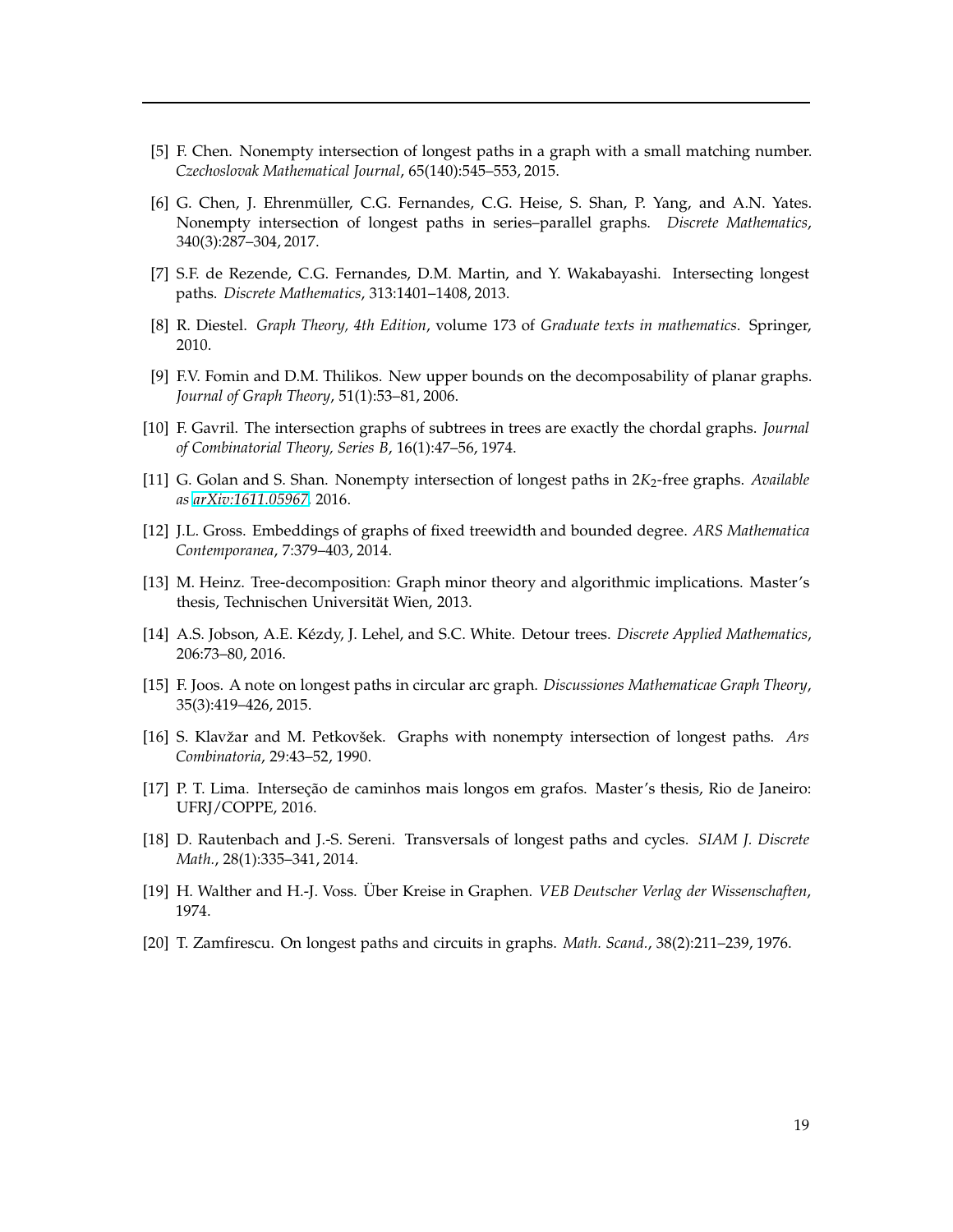[5] F. Chen. Nonempty intersection of longest paths in a graph with a small matching number. *Czechoslovak Mathematical Journal*, 65(140):545–553, 2015.

[6] G. Chen, J. Ehrenmüller, C.G. Fernandes, C.G. Heise, S. Shan, P. Yang, and A.N. Yates. Nonempty intersection of longest paths in series–parallel graphs. *Discrete Mathematics*, 340(3):287–304, 2017.

[7] S.F. de Rezende, C.G. Fernandes, D.M. Martin, and Y. Wakabayashi. Intersecting longest paths. *Discrete Mathematics*, 313:1401–1408, 2013.

[8] R. Diestel. *Graph Theory, 4th Edition*, volume 173 of *Graduate texts in mathematics*. Springer, 2010.

[9] F.V. Fomin and D.M. Thilikos. New upper bounds on the decomposability of planar graphs. *Journal of Graph Theory*, 51(1):53–81, 2006.

[10] F. Gavril. The intersection graphs of subtrees in trees are exactly the chordal graphs. *Journal of Combinatorial Theory, Series B*, 16(1):47–56, 1974.

[11] G. Golan and S. Shan. Nonempty intersection of longest paths in $2K_2$-free graphs. *Available as arXiv:1611.05967*, 2016.

[12] J.L. Gross. Embeddings of graphs of fixed treewidth and bounded degree. *ARS Mathematica Contemporanea*, 7:379–403, 2014.

[13] M. Heinz. Tree-decomposition: Graph minor theory and algorithmic implications. Master's thesis, Technischen Universität Wien, 2013.

[14] A.S. Jobson, A.E. Kézdy, J. Lehel, and S.C. White. Detour trees. *Discrete Applied Mathematics*, 206:73–80, 2016.

[15] F. Joos. A note on longest paths in circular arc graph. *Discussiones Mathematicae Graph Theory*, 35(3):419–426, 2015.

[16] S. Klavžar and M. Petkovšek. Graphs with nonempty intersection of longest paths. *Ars Combinatoria*, 29:43–52, 1990.

[17] P. T. Lima. Interseção de caminhos mais longos em grafos. Master's thesis, Rio de Janeiro: UFRJ/COPPE, 2016.

[18] D. Rautenbach and J.-S. Sereni. Transversals of longest paths and cycles. *SIAM J. Discrete Math.*, 28(1):335–341, 2014.

[19] H. Walther and H.-J. Voss. Über Kreise in Graphen. *VEB Deutscher Verlag der Wissenschaften*, 1974.

[20] T. Zamfirescu. On longest paths and circuits in graphs. *Math. Scand.*, 38(2):211–239, 1976.